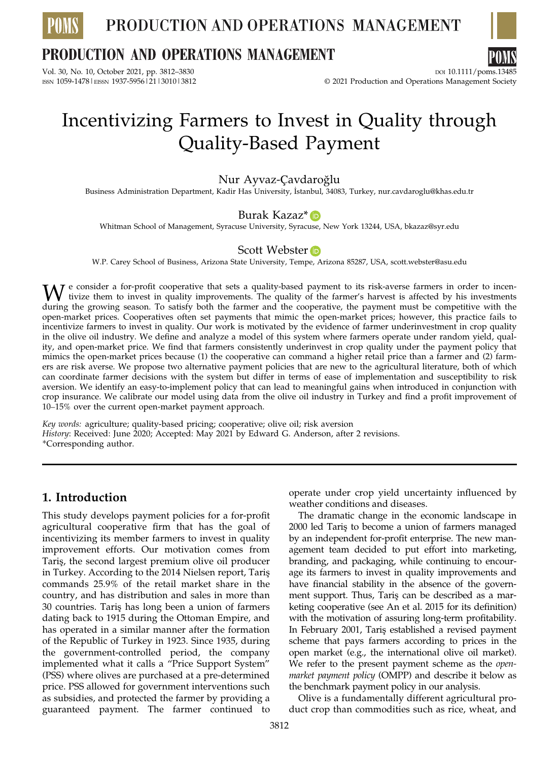# Incentivizing Farmers to Invest in Quality through Quality-Based Payment

Nur Ayvaz-Çavdaroğlu
Business Administration Department, Kadir Has University, İstanbul, 34083, Turkey, nur.cavdaroglu@khas.edu.tr

Burak Kazaz*
Whitman School of Management, Syracuse University, Syracuse, New York 13244, USA, bkazaz@syr.edu

Scott Webster
W.P. Carey School of Business, Arizona State University, Tempe, Arizona 85287, USA, scott.webster@asu.edu

We consider a for-profit cooperative that sets a quality-based payment to its risk-averse farmers in order to incentivize them to invest in quality improvements. The quality of the farmer's harvest is affected by his investments during the growing season. To satisfy both the farmer and the cooperative, the payment must be competitive with the open-market prices. Cooperatives often set payments that mimic the open-market prices; however, this practice fails to incentivize farmers to invest in quality. Our work is motivated by the evidence of farmer underinvestment in crop quality in the olive oil industry. We define and analyze a model of this system where farmers operate under random yield, quality, and open-market price. We find that farmers consistently underinvest in crop quality under the payment policy that mimics the open-market prices because (1) the cooperative can command a higher retail price than a farmer and (2) farmers are risk averse. We propose two alternative payment policies that are new to the agricultural literature, both of which can coordinate farmer decisions with the system but differ in terms of ease of implementation and susceptibility to risk aversion. We identify an easy-to-implement policy that can lead to meaningful gains when introduced in conjunction with crop insurance. We calibrate our model using data from the olive oil industry in Turkey and find a profit improvement of 10–15% over the current open-market payment approach.

*Key words:* agriculture; quality-based pricing; cooperative; olive oil; risk aversion
*History*: Received: June 2020; Accepted: May 2021 by Edward G. Anderson, after 2 revisions.
*Corresponding author.

## 1. Introduction

This study develops payment policies for a for-profit agricultural cooperative firm that has the goal of incentivizing its member farmers to invest in quality improvement efforts. Our motivation comes from Tariş, the second largest premium olive oil producer in Turkey. According to the 2014 Nielsen report, Tariş commands 25.9% of the retail market share in the country, and has distribution and sales in more than 30 countries. Tariş has long been a union of farmers dating back to 1915 during the Ottoman Empire, and has operated in a similar manner after the formation of the Republic of Turkey in 1923. Since 1935, during the government-controlled period, the company implemented what it calls a "Price Support System" (PSS) where olives are purchased at a pre-determined price. PSS allowed for government interventions such as subsidies, and protected the farmer by providing a guaranteed payment. The farmer continued to operate under crop yield uncertainty influenced by weather conditions and diseases.

The dramatic change in the economic landscape in 2000 led Tariş to become a union of farmers managed by an independent for-profit enterprise. The new management team decided to put effort into marketing, branding, and packaging, while continuing to encourage its farmers to invest in quality improvements and have financial stability in the absence of the government support. Thus, Tariş can be described as a marketing cooperative (see An et al. 2015 for its definition) with the motivation of assuring long-term profitability. In February 2001, Tariş established a revised payment scheme that pays farmers according to prices in the open market (e.g., the international olive oil market). We refer to the present payment scheme as the *open-market payment policy* (OMPP) and describe it below as the benchmark payment policy in our analysis.

Olive is a fundamentally different agricultural product crop than commodities such as rice, wheat, and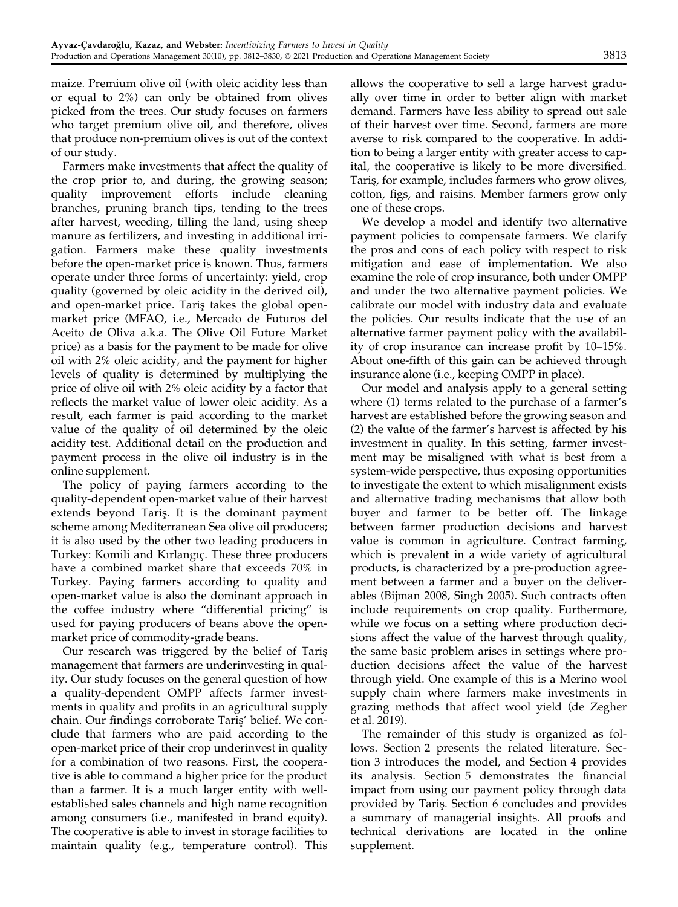maize. Premium olive oil (with oleic acidity less than or equal to 2%) can only be obtained from olives picked from the trees. Our study focuses on farmers who target premium olive oil, and therefore, olives that produce non-premium olives is out of the context of our study.

Farmers make investments that affect the quality of the crop prior to, and during, the growing season; quality improvement efforts include cleaning branches, pruning branch tips, tending to the trees after harvest, weeding, tilling the land, using sheep manure as fertilizers, and investing in additional irrigation. Farmers make these quality investments before the open-market price is known. Thus, farmers operate under three forms of uncertainty: yield, crop quality (governed by oleic acidity in the derived oil), and open-market price. Tariş takes the global open-market price (MFAO, i.e., Mercado de Futuros del Aceito de Oliva a.k.a. The Olive Oil Future Market price) as a basis for the payment to be made for olive oil with 2% oleic acidity, and the payment for higher levels of quality is determined by multiplying the price of olive oil with 2% oleic acidity by a factor that reflects the market value of lower oleic acidity. As a result, each farmer is paid according to the market value of the quality of oil determined by the oleic acidity test. Additional detail on the production and payment process in the olive oil industry is in the online supplement.

The policy of paying farmers according to the quality-dependent open-market value of their harvest extends beyond Tariş. It is the dominant payment scheme among Mediterranean Sea olive oil producers; it is also used by the other two leading producers in Turkey: Komili and Kırlangıç. These three producers have a combined market share that exceeds 70% in Turkey. Paying farmers according to quality and open-market value is also the dominant approach in the coffee industry where "differential pricing" is used for paying producers of beans above the open-market price of commodity-grade beans.

Our research was triggered by the belief of Tariş management that farmers are underinvesting in quality. Our study focuses on the general question of how a quality-dependent OMPP affects farmer investments in quality and profits in an agricultural supply chain. Our findings corroborate Tariş' belief. We conclude that farmers who are paid according to the open-market price of their crop underinvest in quality for a combination of two reasons. First, the cooperative is able to command a higher price for the product than a farmer. It is a much larger entity with well-established sales channels and high name recognition among consumers (i.e., manifested in brand equity). The cooperative is able to invest in storage facilities to maintain quality (e.g., temperature control). This allows the cooperative to sell a large harvest gradually over time in order to better align with market demand. Farmers have less ability to spread out sale of their harvest over time. Second, farmers are more averse to risk compared to the cooperative. In addition to being a larger entity with greater access to capital, the cooperative is likely to be more diversified. Tariş, for example, includes farmers who grow olives, cotton, figs, and raisins. Member farmers grow only one of these crops.

We develop a model and identify two alternative payment policies to compensate farmers. We clarify the pros and cons of each policy with respect to risk mitigation and ease of implementation. We also examine the role of crop insurance, both under OMPP and under the two alternative payment policies. We calibrate our model with industry data and evaluate the policies. Our results indicate that the use of an alternative farmer payment policy with the availability of crop insurance can increase profit by 10–15%. About one-fifth of this gain can be achieved through insurance alone (i.e., keeping OMPP in place).

Our model and analysis apply to a general setting where (1) terms related to the purchase of a farmer's harvest are established before the growing season and (2) the value of the farmer's harvest is affected by his investment in quality. In this setting, farmer investment may be misaligned with what is best from a system-wide perspective, thus exposing opportunities to investigate the extent to which misalignment exists and alternative trading mechanisms that allow both buyer and farmer to be better off. The linkage between farmer production decisions and harvest value is common in agriculture. Contract farming, which is prevalent in a wide variety of agricultural products, is characterized by a pre-production agreement between a farmer and a buyer on the deliverables (Bijman 2008, Singh 2005). Such contracts often include requirements on crop quality. Furthermore, while we focus on a setting where production decisions affect the value of the harvest through quality, the same basic problem arises in settings where production decisions affect the value of the harvest through yield. One example of this is a Merino wool supply chain where farmers make investments in grazing methods that affect wool yield (de Zegher et al. 2019).

The remainder of this study is organized as follows. Section 2 presents the related literature. Section 3 introduces the model, and Section 4 provides its analysis. Section 5 demonstrates the financial impact from using our payment policy through data provided by Tariş. Section 6 concludes and provides a summary of managerial insights. All proofs and technical derivations are located in the online supplement.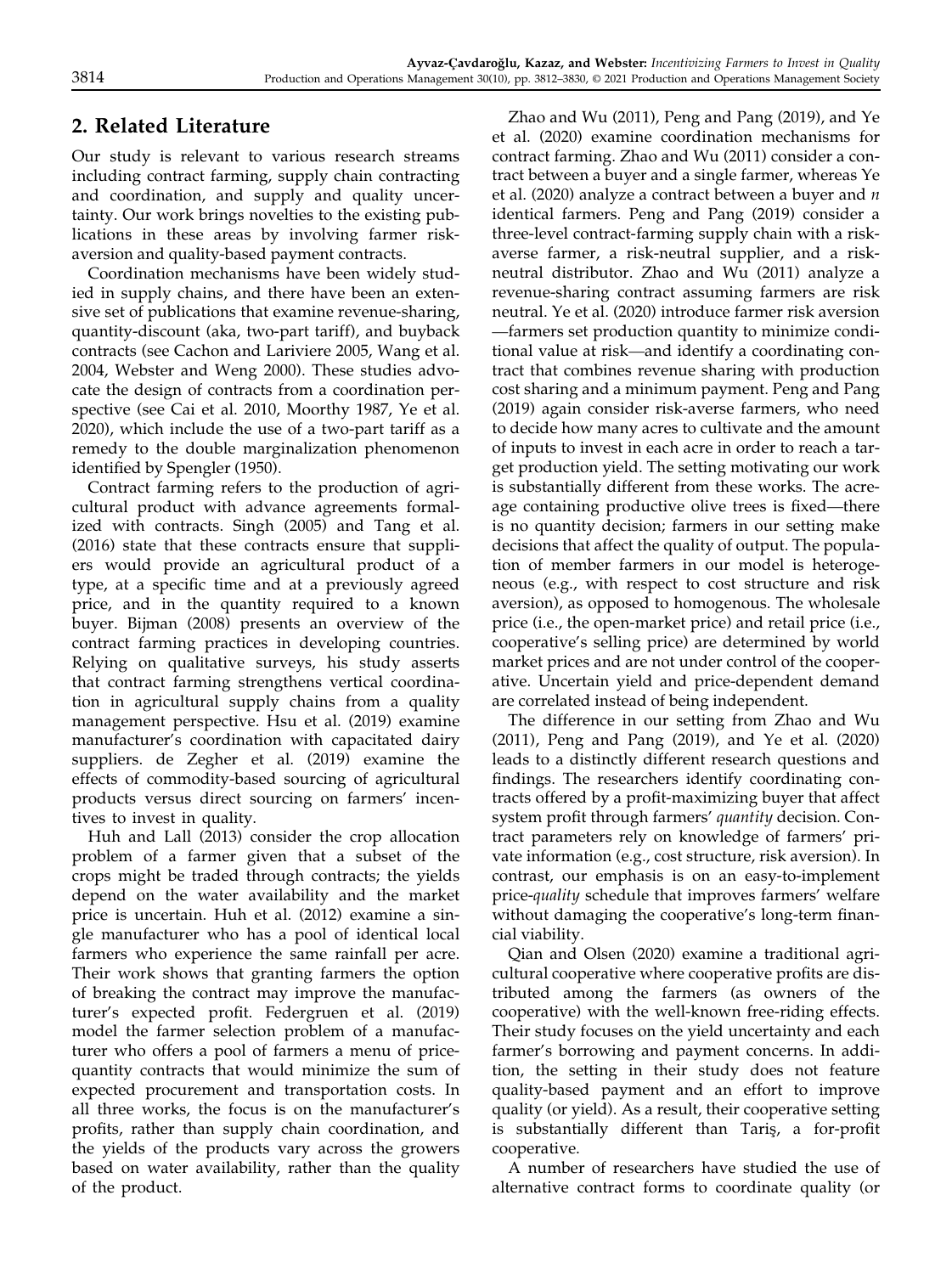## 2. Related Literature

Our study is relevant to various research streams including contract farming, supply chain contracting and coordination, and supply and quality uncertainty. Our work brings novelties to the existing publications in these areas by involving farmer risk-aversion and quality-based payment contracts.

Coordination mechanisms have been widely studied in supply chains, and there have been an extensive set of publications that examine revenue-sharing, quantity-discount (aka, two-part tariff), and buyback contracts (see Cachon and Lariviere 2005, Wang et al. 2004, Webster and Weng 2000). These studies advocate the design of contracts from a coordination perspective (see Cai et al. 2010, Moorthy 1987, Ye et al. 2020), which include the use of a two-part tariff as a remedy to the double marginalization phenomenon identified by Spengler (1950).

Contract farming refers to the production of agricultural product with advance agreements formalized with contracts. Singh (2005) and Tang et al. (2016) state that these contracts ensure that suppliers would provide an agricultural product of a type, at a specific time and at a previously agreed price, and in the quantity required to a known buyer. Bijman (2008) presents an overview of the contract farming practices in developing countries. Relying on qualitative surveys, his study asserts that contract farming strengthens vertical coordination in agricultural supply chains from a quality management perspective. Hsu et al. (2019) examine manufacturer's coordination with capacitated dairy suppliers. de Zegher et al. (2019) examine the effects of commodity-based sourcing of agricultural products versus direct sourcing on farmers' incentives to invest in quality.

Huh and Lall (2013) consider the crop allocation problem of a farmer given that a subset of the crops might be traded through contracts; the yields depend on the water availability and the market price is uncertain. Huh et al. (2012) examine a single manufacturer who has a pool of identical local farmers who experience the same rainfall per acre. Their work shows that granting farmers the option of breaking the contract may improve the manufacturer's expected profit. Federgruen et al. (2019) model the farmer selection problem of a manufacturer who offers a pool of farmers a menu of price-quantity contracts that would minimize the sum of expected procurement and transportation costs. In all three works, the focus is on the manufacturer's profits, rather than supply chain coordination, and the yields of the products vary across the growers based on water availability, rather than the quality of the product.

Zhao and Wu (2011), Peng and Pang (2019), and Ye et al. (2020) examine coordination mechanisms for contract farming. Zhao and Wu (2011) consider a contract between a buyer and a single farmer, whereas Ye et al. (2020) analyze a contract between a buyer and $n$ identical farmers. Peng and Pang (2019) consider a three-level contract-farming supply chain with a risk-averse farmer, a risk-neutral supplier, and a risk-neutral distributor. Zhao and Wu (2011) analyze a revenue-sharing contract assuming farmers are risk neutral. Ye et al. (2020) introduce farmer risk aversion —farmers set production quantity to minimize conditional value at risk—and identify a coordinating contract that combines revenue sharing with production cost sharing and a minimum payment. Peng and Pang (2019) again consider risk-averse farmers, who need to decide how many acres to cultivate and the amount of inputs to invest in each acre in order to reach a target production yield. The setting motivating our work is substantially different from these works. The acreage containing productive olive trees is fixed—there is no quantity decision; farmers in our setting make decisions that affect the quality of output. The population of member farmers in our model is heterogeneous (e.g., with respect to cost structure and risk aversion), as opposed to homogenous. The wholesale price (i.e., the open-market price) and retail price (i.e., cooperative's selling price) are determined by world market prices and are not under control of the cooperative. Uncertain yield and price-dependent demand are correlated instead of being independent.

The difference in our setting from Zhao and Wu (2011), Peng and Pang (2019), and Ye et al. (2020) leads to a distinctly different research questions and findings. The researchers identify coordinating contracts offered by a profit-maximizing buyer that affect system profit through farmers' *quantity* decision. Contract parameters rely on knowledge of farmers' private information (e.g., cost structure, risk aversion). In contrast, our emphasis is on an easy-to-implement price-*quality* schedule that improves farmers' welfare without damaging the cooperative's long-term financial viability.

Qian and Olsen (2020) examine a traditional agricultural cooperative where cooperative profits are distributed among the farmers (as owners of the cooperative) with the well-known free-riding effects. Their study focuses on the yield uncertainty and each farmer's borrowing and payment concerns. In addition, the setting in their study does not feature quality-based payment and an effort to improve quality (or yield). As a result, their cooperative setting is substantially different than Tariş, a for-profit cooperative.

A number of researchers have studied the use of alternative contract forms to coordinate quality (or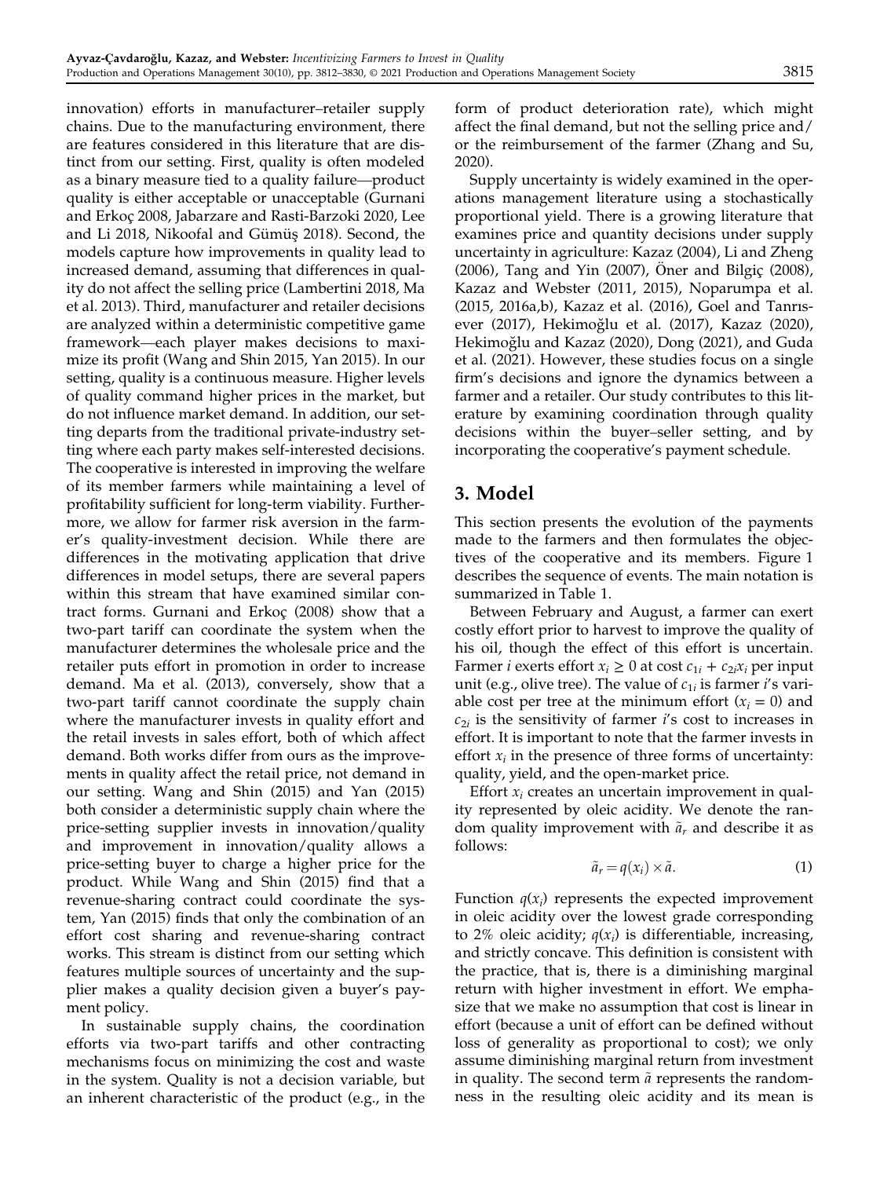innovation) efforts in manufacturer–retailer supply chains. Due to the manufacturing environment, there are features considered in this literature that are distinct from our setting. First, quality is often modeled as a binary measure tied to a quality failure—product quality is either acceptable or unacceptable (Gurnani and Erkoç 2008, Jabarzare and Rasti-Barzoki 2020, Lee and Li 2018, Nikoofal and Gümüş 2018). Second, the models capture how improvements in quality lead to increased demand, assuming that differences in quality do not affect the selling price (Lambertini 2018, Ma et al. 2013). Third, manufacturer and retailer decisions are analyzed within a deterministic competitive game framework—each player makes decisions to maximize its profit (Wang and Shin 2015, Yan 2015). In our setting, quality is a continuous measure. Higher levels of quality command higher prices in the market, but do not influence market demand. In addition, our setting departs from the traditional private-industry setting where each party makes self-interested decisions. The cooperative is interested in improving the welfare of its member farmers while maintaining a level of profitability sufficient for long-term viability. Furthermore, we allow for farmer risk aversion in the farmer's quality-investment decision. While there are differences in the motivating application that drive differences in model setups, there are several papers within this stream that have examined similar contract forms. Gurnani and Erkoç (2008) show that a two-part tariff can coordinate the system when the manufacturer determines the wholesale price and the retailer puts effort in promotion in order to increase demand. Ma et al. (2013), conversely, show that a two-part tariff cannot coordinate the supply chain where the manufacturer invests in quality effort and the retail invests in sales effort, both of which affect demand. Both works differ from ours as the improvements in quality affect the retail price, not demand in our setting. Wang and Shin (2015) and Yan (2015) both consider a deterministic supply chain where the price-setting supplier invests in innovation/quality and improvement in innovation/quality allows a price-setting buyer to charge a higher price for the product. While Wang and Shin (2015) find that a revenue-sharing contract could coordinate the system, Yan (2015) finds that only the combination of an effort cost sharing and revenue-sharing contract works. This stream is distinct from our setting which features multiple sources of uncertainty and the supplier makes a quality decision given a buyer's payment policy.

In sustainable supply chains, the coordination efforts via two-part tariffs and other contracting mechanisms focus on minimizing the cost and waste in the system. Quality is not a decision variable, but an inherent characteristic of the product (e.g., in the form of product deterioration rate), which might affect the final demand, but not the selling price and/or the reimbursement of the farmer (Zhang and Su, 2020).

Supply uncertainty is widely examined in the operations management literature using a stochastically proportional yield. There is a growing literature that examines price and quantity decisions under supply uncertainty in agriculture: Kazaz (2004), Li and Zheng (2006), Tang and Yin (2007), Öner and Bilgiç (2008), Kazaz and Webster (2011, 2015), Noparumpa et al. (2015, 2016a,b), Kazaz et al. (2016), Goel and Tanrısever (2017), Hekimoğlu et al. (2017), Kazaz (2020), Hekimoğlu and Kazaz (2020), Dong (2021), and Guda et al. (2021). However, these studies focus on a single firm's decisions and ignore the dynamics between a farmer and a retailer. Our study contributes to this literature by examining coordination through quality decisions within the buyer–seller setting, and by incorporating the cooperative's payment schedule.

## 3. Model

This section presents the evolution of the payments made to the farmers and then formulates the objectives of the cooperative and its members. Figure 1 describes the sequence of events. The main notation is summarized in Table 1.

Between February and August, a farmer can exert costly effort prior to harvest to improve the quality of his oil, though the effect of this effort is uncertain. Farmer $i$ exerts effort $x_i \geq 0$ at cost $c_{1i} + c_{2i}x_i$ per input unit (e.g., olive tree). The value of $c_{1i}$ is farmer $i$'s variable cost per tree at the minimum effort ($x_i = 0$) and $c_{2i}$ is the sensitivity of farmer $i$'s cost to increases in effort. It is important to note that the farmer invests in effort $x_i$ in the presence of three forms of uncertainty: quality, yield, and the open-market price.

Effort $x_i$ creates an uncertain improvement in quality represented by oleic acidity. We denote the random quality improvement with $\tilde{a}_r$ and describe it as follows:

$$\tilde{a}_r = q(x_i) \times \tilde{a}. \tag{1}$$

Function $q(x_i)$ represents the expected improvement in oleic acidity over the lowest grade corresponding to 2% oleic acidity; $q(x_i)$ is differentiable, increasing, and strictly concave. This definition is consistent with the practice, that is, there is a diminishing marginal return with higher investment in effort. We emphasize that we make no assumption that cost is linear in effort (because a unit of effort can be defined without loss of generality as proportional to cost); we only assume diminishing marginal return from investment in quality. The second term $\tilde{a}$ represents the randomness in the resulting oleic acidity and its mean is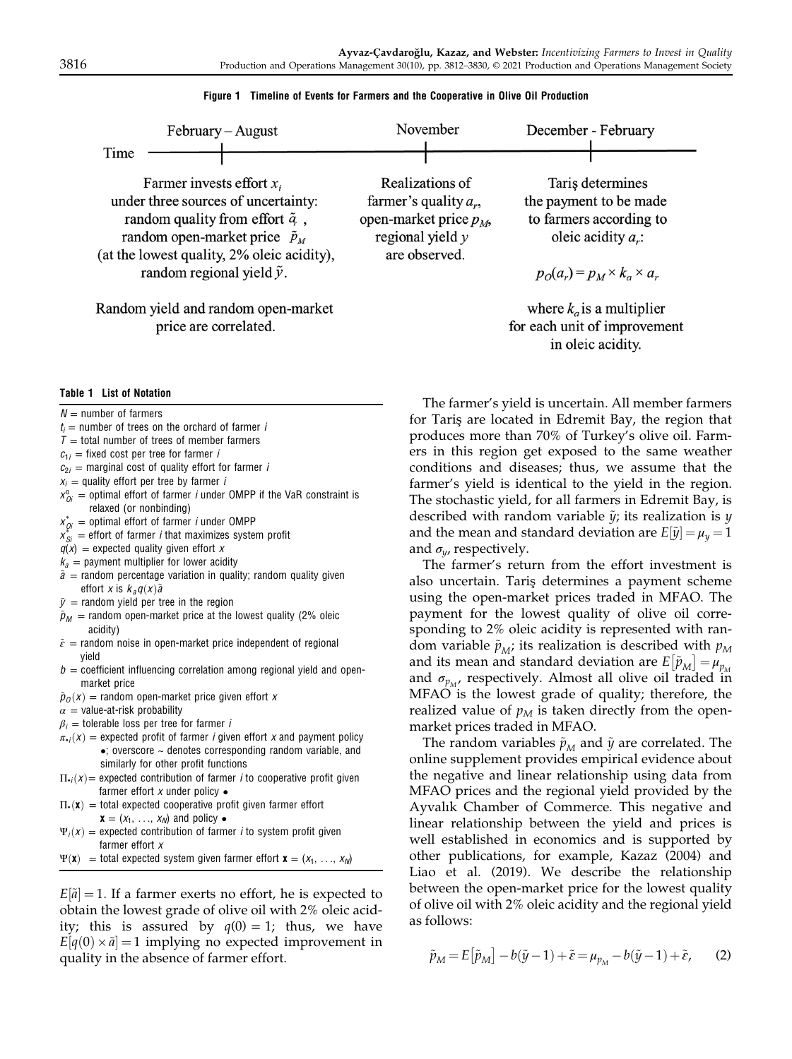**Figure 1 Timeline of Events for Farmers and the Cooperative in Olive Oil Production**

| February – August | November | December - February |
|---|---|---|
| Farmer invests effort $x_i$ under three sources of uncertainty: random quality from effort $\tilde{q}_i$, random open-market price $\tilde{p}_M$ (at the lowest quality, 2% oleic acidity), random regional yield $\tilde{y}$. | Realizations of farmer's quality $a_r$, open-market price $p_M$, regional yield $y$ are observed. | Tariş determines the payment to be made to farmers according to oleic acidity $a_r$: $p_O(a_r) = p_M \times k_a \times a_r$ |
| Random yield and random open-market price are correlated. | | where $k_a$ is a multiplier for each unit of improvement in oleic acidity. |

**Table 1 List of Notation**

- $N$ = number of farmers
- $t_i$ = number of trees on the orchard of farmer $i$
- $T$ = total number of trees of member farmers
- $c_{1i}$ = fixed cost per tree for farmer $i$
- $c_{2i}$ = marginal cost of quality effort for farmer $i$
- $x_i$ = quality effort per tree by farmer $i$
- $x^o_{Oi}$ = optimal effort of farmer $i$ under OMPP if the VaR constraint is relaxed (or nonbinding)
- $x^*_{Oi}$ = optimal effort of farmer $i$ under OMPP
- $x^*_{Si}$ = effort of farmer $i$ that maximizes system profit
- $q(x)$ = expected quality given effort $x$
- $k_a$ = payment multiplier for lower acidity
- $\tilde{a}$ = random percentage variation in quality; random quality given effort $x$ is $k_a q(x)\tilde{a}$
- $\tilde{y}$ = random yield per tree in the region
- $\tilde{p}_M$ = random open-market price at the lowest quality (2% oleic acidity)
- $\tilde{\varepsilon}$ = random noise in open-market price independent of regional yield
- $b$ = coefficient influencing correlation among regional yield and open-market price
- $\tilde{p}_O(x)$ = random open-market price given effort $x$
- $\alpha$ = value-at-risk probability
- $\beta_i$ = tolerable loss per tree for farmer $i$
- $\pi_{\bullet i}(x)$ = expected profit of farmer $i$ given effort $x$ and payment policy $\bullet$; overscore ~ denotes corresponding random variable, and similarly for other profit functions
- $\Pi_{\bullet i}(x)$ = expected contribution of farmer $i$ to cooperative profit given farmer effort $x$ under policy $\bullet$
- $\Pi_{\bullet}(\mathbf{x})$ = total expected cooperative profit given farmer effort $\mathbf{x} = (x_1, \ldots, x_N)$ and policy $\bullet$
- $\Psi_i(x)$ = expected contribution of farmer $i$ to system profit given farmer effort $x$
- $\Psi(\mathbf{x})$ = total expected system given farmer effort $\mathbf{x} = (x_1, \ldots, x_N)$

$E[\tilde{a}] = 1$. If a farmer exerts no effort, he is expected to obtain the lowest grade of olive oil with 2% oleic acidity; this is assured by $q(0) = 1$; thus, we have $E[q(0) \times \tilde{a}] = 1$ implying no expected improvement in quality in the absence of farmer effort.

The farmer's yield is uncertain. All member farmers for Tariş are located in Edremit Bay, the region that produces more than 70% of Turkey's olive oil. Farmers in this region get exposed to the same weather conditions and diseases; thus, we assume that the farmer's yield is identical to the yield in the region. The stochastic yield, for all farmers in Edremit Bay, is described with random variable $\tilde{y}$; its realization is $y$ and the mean and standard deviation are $E[\tilde{y}] = \mu_y = 1$ and $\sigma_y$, respectively.

The farmer's return from the effort investment is also uncertain. Tariş determines a payment scheme using the open-market prices traded in MFAO. The payment for the lowest quality of olive oil corresponding to 2% oleic acidity is represented with random variable $\tilde{p}_M$; its realization is described with $p_M$ and its mean and standard deviation are $E[\tilde{p}_M] = \mu_{p_M}$ and $\sigma_{p_M}$, respectively. Almost all olive oil traded in MFAO is the lowest grade of quality; therefore, the realized value of $p_M$ is taken directly from the open-market prices traded in MFAO.

The random variables $\tilde{p}_M$ and $\tilde{y}$ are correlated. The online supplement provides empirical evidence about the negative and linear relationship using data from MFAO prices and the regional yield provided by the Ayvalık Chamber of Commerce. This negative and linear relationship between the yield and prices is well established in economics and is supported by other publications, for example, Kazaz (2004) and Liao et al. (2019). We describe the relationship between the open-market price for the lowest quality of olive oil with 2% oleic acidity and the regional yield as follows:

$$\tilde{p}_M = E[\tilde{p}_M] - b(\tilde{y} - 1) + \tilde{\varepsilon} = \mu_{p_M} - b(\tilde{y} - 1) + \tilde{\varepsilon}, \qquad (2)$$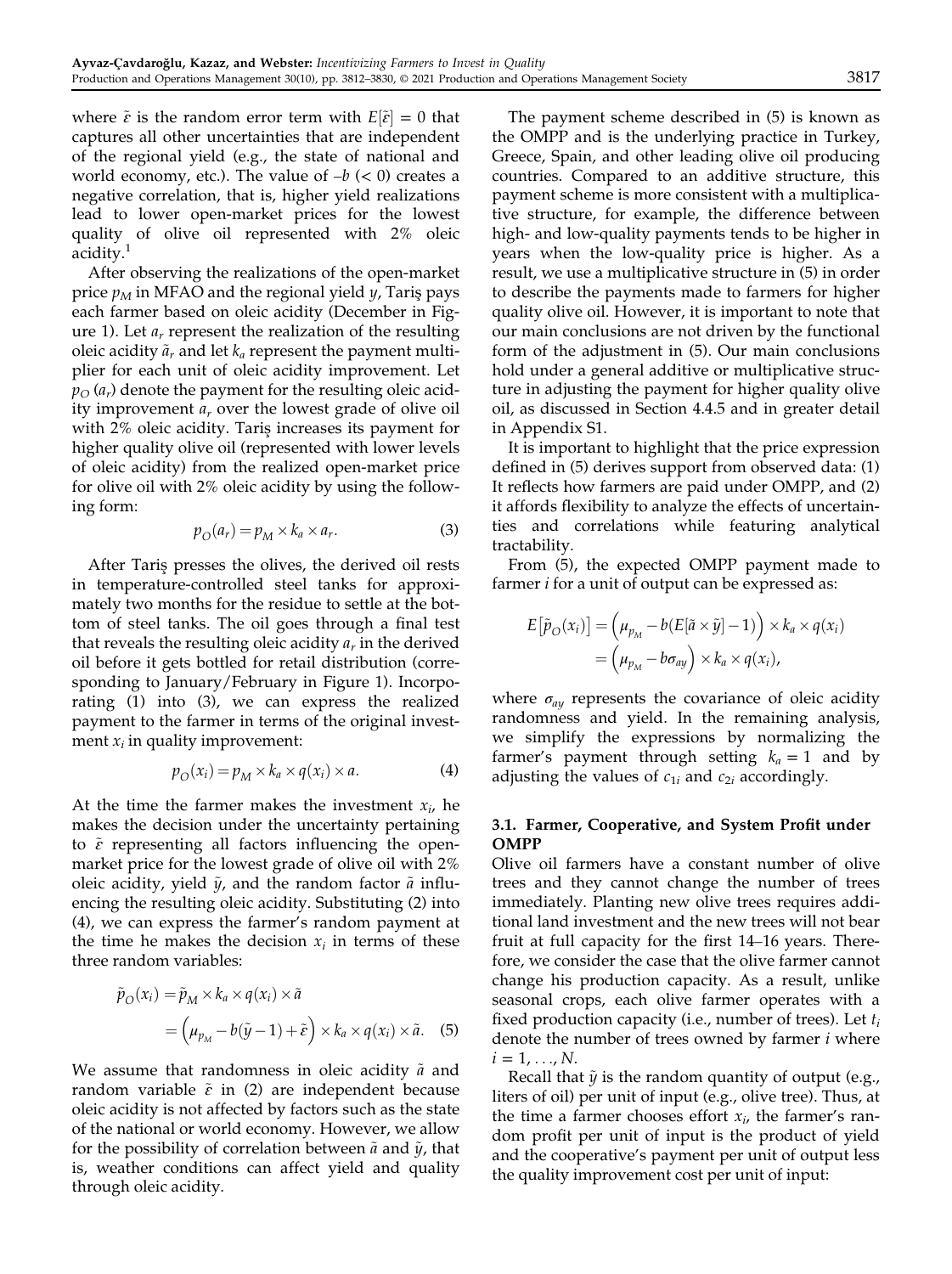where $\tilde{\varepsilon}$ is the random error term with $E[\tilde{\varepsilon}] = 0$ that captures all other uncertainties that are independent of the regional yield (e.g., the state of national and world economy, etc.). The value of $-b$ ($< 0$) creates a negative correlation, that is, higher yield realizations lead to lower open-market prices for the lowest quality of olive oil represented with 2% oleic acidity.[1]

After observing the realizations of the open-market price $p_M$ in MFAO and the regional yield $y$, Tariş pays each farmer based on oleic acidity (December in Figure 1). Let $a_r$ represent the realization of the resulting oleic acidity $\tilde{a}_r$ and let $k_a$ represent the payment multiplier for each unit of oleic acidity improvement. Let $p_O(a_r)$ denote the payment for the resulting oleic acidity improvement $a_r$ over the lowest grade of olive oil with 2% oleic acidity. Tariş increases its payment for higher quality olive oil (represented with lower levels of oleic acidity) from the realized open-market price for olive oil with 2% oleic acidity by using the following form:

$$p_O(a_r) = p_M \times k_a \times a_r. \tag{3}$$

After Tariş presses the olives, the derived oil rests in temperature-controlled steel tanks for approximately two months for the residue to settle at the bottom of steel tanks. The oil goes through a final test that reveals the resulting oleic acidity $a_r$ in the derived oil before it gets bottled for retail distribution (corresponding to January/February in Figure 1). Incorporating (1) into (3), we can express the realized payment to the farmer in terms of the original investment $x_i$ in quality improvement:

$$p_O(x_i) = p_M \times k_a \times q(x_i) \times a. \tag{4}$$

At the time the farmer makes the investment $x_i$, he makes the decision under the uncertainty pertaining to $\tilde{\varepsilon}$ representing all factors influencing the open-market price for the lowest grade of olive oil with 2% oleic acidity, yield $\tilde{y}$, and the random factor $\tilde{a}$ influencing the resulting oleic acidity. Substituting (2) into (4), we can express the farmer's random payment at the time he makes the decision $x_i$ in terms of these three random variables:

$$\begin{aligned}
\tilde{p}_O(x_i) &= \tilde{p}_M \times k_a \times q(x_i) \times \tilde{a} \\
&= \left(\mu_{p_M} - b(\tilde{y} - 1) + \tilde{\varepsilon}\right) \times k_a \times q(x_i) \times \tilde{a}.
\end{aligned} \tag{5}$$

We assume that randomness in oleic acidity $\tilde{a}$ and random variable $\tilde{\varepsilon}$ in (2) are independent because oleic acidity is not affected by factors such as the state of the national or world economy. However, we allow for the possibility of correlation between $\tilde{a}$ and $\tilde{y}$, that is, weather conditions can affect yield and quality through oleic acidity.

The payment scheme described in (5) is known as the OMPP and is the underlying practice in Turkey, Greece, Spain, and other leading olive oil producing countries. Compared to an additive structure, this payment scheme is more consistent with a multiplicative structure, for example, the difference between high- and low-quality payments tends to be higher in years when the low-quality price is higher. As a result, we use a multiplicative structure in (5) in order to describe the payments made to farmers for higher quality olive oil. However, it is important to note that our main conclusions are not driven by the functional form of the adjustment in (5). Our main conclusions hold under a general additive or multiplicative structure in adjusting the payment for higher quality olive oil, as discussed in Section 4.4.5 and in greater detail in Appendix S1.

It is important to highlight that the price expression defined in (5) derives support from observed data: (1) It reflects how farmers are paid under OMPP, and (2) it affords flexibility to analyze the effects of uncertainties and correlations while featuring analytical tractability.

From (5), the expected OMPP payment made to farmer $i$ for a unit of output can be expressed as:

$$\begin{aligned}
E\left[\tilde{p}_O(x_i)\right] &= \left(\mu_{p_M} - b(E[\tilde{a} \times \tilde{y}] - 1)\right) \times k_a \times q(x_i) \\
&= \left(\mu_{p_M} - b\sigma_{ay}\right) \times k_a \times q(x_i),
\end{aligned}$$

where $\sigma_{ay}$ represents the covariance of oleic acidity randomness and yield. In the remaining analysis, we simplify the expressions by normalizing the farmer's payment through setting $k_a = 1$ and by adjusting the values of $c_{1i}$ and $c_{2i}$ accordingly.

### 3.1. Farmer, Cooperative, and System Profit under OMPP

Olive oil farmers have a constant number of olive trees and they cannot change the number of trees immediately. Planting new olive trees requires additional land investment and the new trees will not bear fruit at full capacity for the first 14–16 years. Therefore, we consider the case that the olive farmer cannot change his production capacity. As a result, unlike seasonal crops, each olive farmer operates with a fixed production capacity (i.e., number of trees). Let $t_i$ denote the number of trees owned by farmer $i$ where $i = 1, \ldots, N$.

Recall that $\tilde{y}$ is the random quantity of output (e.g., liters of oil) per unit of input (e.g., olive tree). Thus, at the time a farmer chooses effort $x_i$, the farmer's random profit per unit of input is the product of yield and the cooperative's payment per unit of output less the quality improvement cost per unit of input: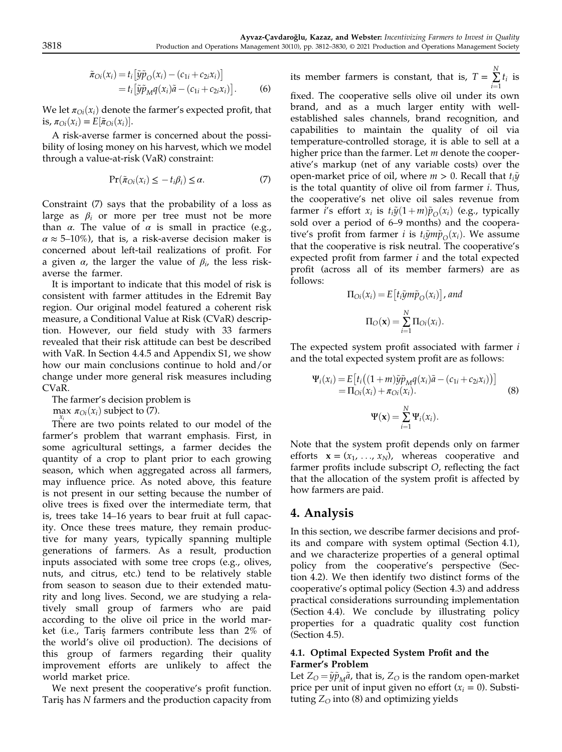$$
\begin{aligned}
\tilde{\pi}_{Oi}(x_i) &= t_i\left[\tilde{y}\tilde{p}_O(x_i) - (c_{1i} + c_{2i}x_i)\right] \\
&= t_i\left[\tilde{y}\tilde{p}_M q(x_i)\tilde{a} - (c_{1i} + c_{2i}x_i)\right].
\end{aligned} \tag{6}
$$

We let $\pi_{Oi}(x_i)$ denote the farmer's expected profit, that is, $\pi_{Oi}(x_i) = E[\tilde{\pi}_{Oi}(x_i)]$.

A risk-averse farmer is concerned about the possibility of losing money on his harvest, which we model through a value-at-risk (VaR) constraint:

$$
\Pr(\tilde{\pi}_{Oi}(x_i) \leq -t_i\beta_i) \leq \alpha. \tag{7}
$$

Constraint (7) says that the probability of a loss as large as $\beta_i$ or more per tree must not be more than $\alpha$. The value of $\alpha$ is small in practice (e.g., $\alpha \approx$ 5–10%), that is, a risk-averse decision maker is concerned about left-tail realizations of profit. For a given $\alpha$, the larger the value of $\beta_i$, the less risk-averse the farmer.

It is important to indicate that this model of risk is consistent with farmer attitudes in the Edremit Bay region. Our original model featured a coherent risk measure, a Conditional Value at Risk (CVaR) description. However, our field study with 33 farmers revealed that their risk attitude can best be described with VaR. In Section 4.4.5 and Appendix S1, we show how our main conclusions continue to hold and/or change under more general risk measures including CVaR.

The farmer's decision problem is $\max_{x_i} \pi_{Oi}(x_i)$ subject to (7).

There are two points related to our model of the farmer's problem that warrant emphasis. First, in some agricultural settings, a farmer decides the quantity of a crop to plant prior to each growing season, which when aggregated across all farmers, may influence price. As noted above, this feature is not present in our setting because the number of olive trees is fixed over the intermediate term, that is, trees take 14–16 years to bear fruit at full capacity. Once these trees mature, they remain productive for many years, typically spanning multiple generations of farmers. As a result, production inputs associated with some tree crops (e.g., olives, nuts, and citrus, etc.) tend to be relatively stable from season to season due to their extended maturity and long lives. Second, we are studying a relatively small group of farmers who are paid according to the olive oil price in the world market (i.e., Tariş farmers contribute less than 2% of the world's olive oil production). The decisions of this group of farmers regarding their quality improvement efforts are unlikely to affect the world market price.

We next present the cooperative's profit function. Tariş has $N$ farmers and the production capacity from its member farmers is constant, that is, $T = \sum_{i=1}^{N} t_i$ is fixed. The cooperative sells olive oil under its own brand, and as a much larger entity with well-established sales channels, brand recognition, and capabilities to maintain the quality of oil via temperature-controlled storage, it is able to sell at a higher price than the farmer. Let $m$ denote the cooperative's markup (net of any variable costs) over the open-market price of oil, where $m > 0$. Recall that $t_i\tilde{y}$ is the total quantity of olive oil from farmer $i$. Thus, the cooperative's net olive oil sales revenue from farmer $i$'s effort $x_i$ is $t_i\tilde{y}(1+m)\tilde{p}_O(x_i)$ (e.g., typically sold over a period of 6–9 months) and the cooperative's profit from farmer $i$ is $t_i\tilde{y}m\tilde{p}_O(x_i)$. We assume that the cooperative is risk neutral. The cooperative's expected profit from farmer $i$ and the total expected profit (across all of its member farmers) are as follows:

$$
\Pi_{Oi}(x_i) = E\left[t_i\tilde{y}m\tilde{p}_O(x_i)\right], \text{ and}
$$

$$
\Pi_O(\mathbf{x}) = \sum_{i=1}^{N} \Pi_{Oi}(x_i).
$$

The expected system profit associated with farmer $i$ and the total expected system profit are as follows:

$$
\begin{aligned}
\Psi_i(x_i) &= E\left[t_i\left((1+m)\tilde{y}\tilde{p}_M q(x_i)\tilde{a} - (c_{1i} + c_{2i}x_i)\right)\right] \\
&= \Pi_{Oi}(x_i) + \pi_{Oi}(x_i).
\end{aligned} \tag{8}
$$

$$
\Psi(\mathbf{x}) = \sum_{i=1}^{N} \Psi_i(x_i).
$$

Note that the system profit depends only on farmer efforts $\mathbf{x} = (x_1, \ldots, x_N)$, whereas cooperative and farmer profits include subscript $O$, reflecting the fact that the allocation of the system profit is affected by how farmers are paid.

# 4. Analysis

In this section, we describe farmer decisions and profits and compare with system optimal (Section 4.1), and we characterize properties of a general optimal policy from the cooperative's perspective (Section 4.2). We then identify two distinct forms of the cooperative's optimal policy (Section 4.3) and address practical considerations surrounding implementation (Section 4.4). We conclude by illustrating policy properties for a quadratic quality cost function (Section 4.5).

## 4.1. Optimal Expected System Profit and the Farmer's Problem

Let $Z_O = \tilde{y}\tilde{p}_M\tilde{a}$, that is, $Z_O$ is the random open-market price per unit of input given no effort ($x_i = 0$). Substituting $Z_O$ into (8) and optimizing yields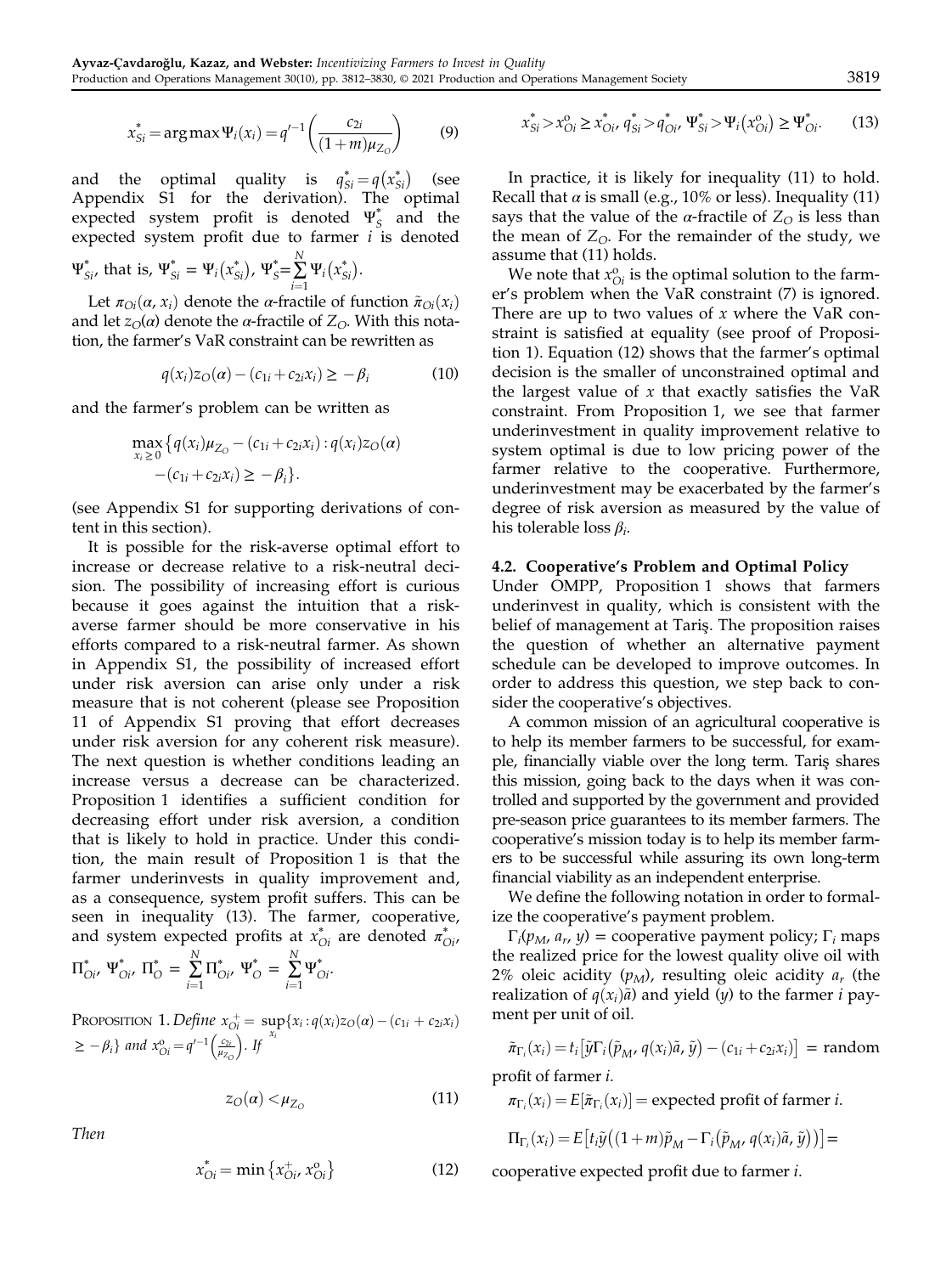$$x^*_{Si} = \arg\max \Psi_i(x_i) = q'^{-1}\left(\frac{c_{2i}}{(1+m)\mu_{Z_O}}\right) \tag{9}$$

and the optimal quality is $q^*_{Si} = q(x^*_{Si})$ (see Appendix S1 for the derivation). The optimal expected system profit is denoted $\Psi^*_S$ and the expected system profit due to farmer $i$ is denoted $\Psi^*_{Si}$, that is, $\Psi^*_{Si} = \Psi_i(x^*_{Si})$, $\Psi^*_S = \sum_{i=1}^{N} \Psi_i(x^*_{Si})$.

Let $\pi_{Oi}(\alpha, x_i)$ denote the $\alpha$-fractile of function $\tilde{\pi}_{Oi}(x_i)$ and let $z_O(\alpha)$ denote the $\alpha$-fractile of $Z_O$. With this notation, the farmer's VaR constraint can be rewritten as

$$q(x_i)z_O(\alpha) - (c_{1i} + c_{2i}x_i) \geq -\beta_i \tag{10}$$

and the farmer's problem can be written as

$$\max_{x_i \geq 0} \left\{ q(x_i)\mu_{Z_O} - (c_{1i} + c_{2i}x_i) : q(x_i)z_O(\alpha) - (c_{1i} + c_{2i}x_i) \geq -\beta_i \right\}.$$

(see Appendix S1 for supporting derivations of content in this section).

It is possible for the risk-averse optimal effort to increase or decrease relative to a risk-neutral decision. The possibility of increasing effort is curious because it goes against the intuition that a risk-averse farmer should be more conservative in his efforts compared to a risk-neutral farmer. As shown in Appendix S1, the possibility of increased effort under risk aversion can arise only under a risk measure that is not coherent (please see Proposition 11 of Appendix S1 proving that effort decreases under risk aversion for any coherent risk measure). The next question is whether conditions leading an increase versus a decrease can be characterized. Proposition 1 identifies a sufficient condition for decreasing effort under risk aversion, a condition that is likely to hold in practice. Under this condition, the main result of Proposition 1 is that the farmer underinvests in quality improvement and, as a consequence, system profit suffers. This can be seen in inequality (13). The farmer, cooperative, and system expected profits at $x^*_{Oi}$ are denoted $\pi^*_{Oi}$, $\Pi^*_{Oi}$, $\Psi^*_{Oi}$, $\Pi^*_O = \sum_{i=1}^{N} \Pi^*_{Oi}$, $\Psi^*_O = \sum_{i=1}^{N} \Psi^*_{Oi}$.

Proposition 1. *Define* $x^+_{Oi} = \sup_{x_i}\{x_i : q(x_i)z_O(\alpha) - (c_{1i} + c_{2i}x_i) \geq -\beta_i\}$ *and* $x^o_{Oi} = q'^{-1}\left(\frac{c_{2i}}{\mu_{Z_O}}\right)$. *If*

$$z_O(\alpha) < \mu_{Z_O} \tag{11}$$

*Then*

$$x^*_{Oi} = \min\{x^+_{Oi}, x^o_{Oi}\} \tag{12}$$

$$x^*_{Si} > x^o_{Oi} \geq x^*_{Oi},\ q^*_{Si} > q^*_{Oi},\ \Psi^*_{Si} > \Psi_i(x^o_{Oi}) \geq \Psi^*_{Oi}. \tag{13}$$

In practice, it is likely for inequality (11) to hold. Recall that $\alpha$ is small (e.g., 10% or less). Inequality (11) says that the value of the $\alpha$-fractile of $Z_O$ is less than the mean of $Z_O$. For the remainder of the study, we assume that (11) holds.

We note that $x^o_{Oi}$ is the optimal solution to the farmer's problem when the VaR constraint (7) is ignored. There are up to two values of $x$ where the VaR constraint is satisfied at equality (see proof of Proposition 1). Equation (12) shows that the farmer's optimal decision is the smaller of unconstrained optimal and the largest value of $x$ that exactly satisfies the VaR constraint. From Proposition 1, we see that farmer underinvestment in quality improvement relative to system optimal is due to low pricing power of the farmer relative to the cooperative. Furthermore, underinvestment may be exacerbated by the farmer's degree of risk aversion as measured by the value of his tolerable loss $\beta_i$.

### 4.2. Cooperative's Problem and Optimal Policy

Under OMPP, Proposition 1 shows that farmers underinvest in quality, which is consistent with the belief of management at Tariş. The proposition raises the question of whether an alternative payment schedule can be developed to improve outcomes. In order to address this question, we step back to consider the cooperative's objectives.

A common mission of an agricultural cooperative is to help its member farmers to be successful, for example, financially viable over the long term. Tariş shares this mission, going back to the days when it was controlled and supported by the government and provided pre-season price guarantees to its member farmers. The cooperative's mission today is to help its member farmers to be successful while assuring its own long-term financial viability as an independent enterprise.

We define the following notation in order to formalize the cooperative's payment problem.

$\Gamma_i(p_M, a_r, y)$ = cooperative payment policy; $\Gamma_i$ maps the realized price for the lowest quality olive oil with 2% oleic acidity ($p_M$), resulting oleic acidity $a_r$ (the realization of $q(x_i)\tilde{a}$) and yield ($y$) to the farmer $i$ payment per unit of oil.

$\tilde{\pi}_{\Gamma_i}(x_i) = t_i\left[\tilde{y}\Gamma_i\left(\tilde{p}_M, q(x_i)\tilde{a}, \tilde{y}\right) - (c_{1i} + c_{2i}x_i)\right]$ = random profit of farmer $i$.

$\pi_{\Gamma_i}(x_i) = E[\tilde{\pi}_{\Gamma_i}(x_i)]$ = expected profit of farmer $i$.

$\Pi_{\Gamma_i}(x_i) = E\left[t_i\tilde{y}\left((1+m)\tilde{p}_M - \Gamma_i\left(\tilde{p}_M, q(x_i)\tilde{a}, \tilde{y}\right)\right)\right]$ = cooperative expected profit due to farmer $i$.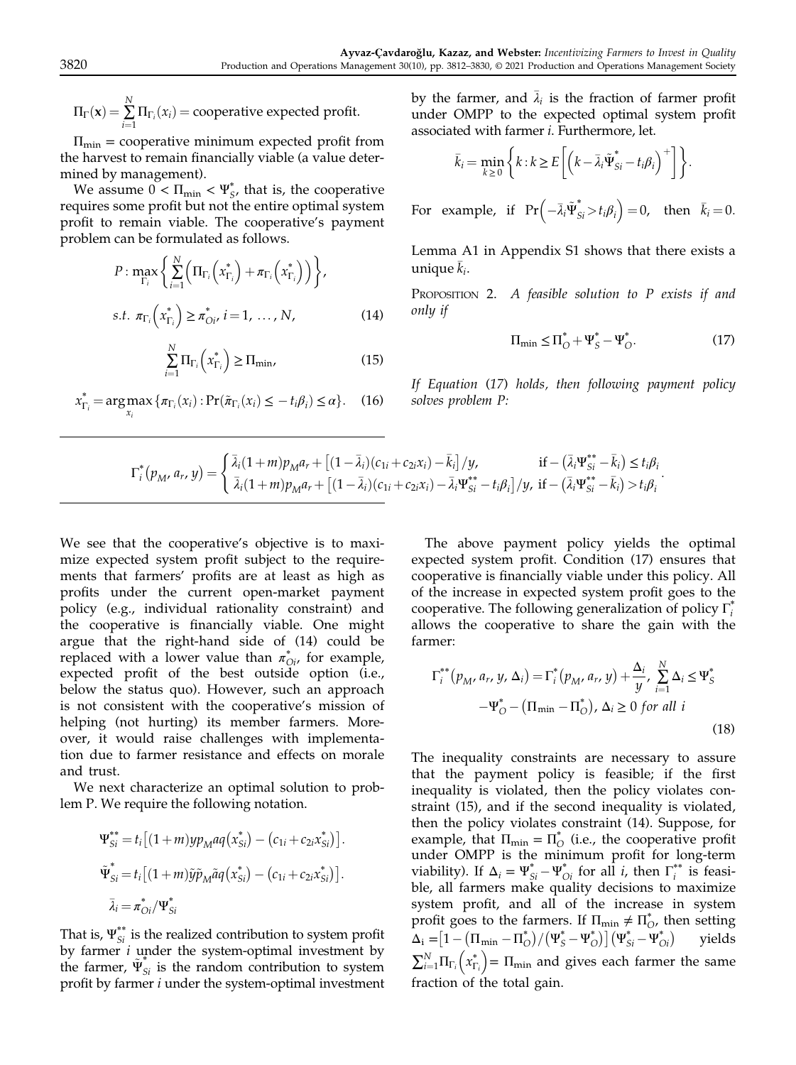$$\Pi_\Gamma(\mathbf{x}) = \sum_{i=1}^{N} \Pi_{\Gamma_i}(x_i) = \text{cooperative expected profit.}$$

$\Pi_{\min}$ = cooperative minimum expected profit from the harvest to remain financially viable (a value determined by management).

We assume $0 < \Pi_{\min} < \Psi_S^*$, that is, the cooperative requires some profit but not the entire optimal system profit to remain viable. The cooperative's payment problem can be formulated as follows.

$$P: \max_{\Gamma_i} \left\{ \sum_{i=1}^{N} \left( \Pi_{\Gamma_i}\left(x_{\Gamma_i}^*\right) + \pi_{\Gamma_i}\left(x_{\Gamma_i}^*\right) \right) \right\},$$

$$s.t.\ \pi_{\Gamma_i}\left(x_{\Gamma_i}^*\right) \geq \pi_{Oi}^*,\ i = 1, \ldots, N, \tag{14}$$

$$\sum_{i=1}^{N} \Pi_{\Gamma_i}\left(x_{\Gamma_i}^*\right) \geq \Pi_{\min}, \tag{15}$$

$$x_{\Gamma_i}^* = \arg\max_{x_i} \{\pi_{\Gamma_i}(x_i) : \Pr(\tilde{\pi}_{\Gamma_i}(x_i) \leq -t_i\beta_i) \leq \alpha\}. \tag{16}$$

by the farmer, and $\bar{\lambda}_i$ is the fraction of farmer profit under OMPP to the expected optimal system profit associated with farmer $i$. Furthermore, let.

$$\bar{k}_i = \min_{k \geq 0} \left\{ k : k \geq E\left[ \left( k - \bar{\lambda}_i \tilde{\Psi}_{Si}^* - t_i\beta_i \right)^+ \right] \right\}.$$

For example, if $\Pr\left(-\bar{\lambda}_i \tilde{\Psi}_{Si}^* > t_i\beta_i\right) = 0$, then $\bar{k}_i = 0$.

Lemma A1 in Appendix S1 shows that there exists a unique $\bar{k}_i$.

Proposition 2. *A feasible solution to P exists if and only if*

$$\Pi_{\min} \leq \Pi_O^* + \Psi_S^* - \Psi_O^*. \tag{17}$$

*If Equation (17) holds, then following payment policy solves problem P:*

$$\Gamma_i^*(p_M, a_r, y) = \begin{cases} \bar{\lambda}_i(1+m)p_M a_r + \left[(1-\bar{\lambda}_i)(c_{1i} + c_{2i}x_i) - \bar{k}_i\right]/y, & \text{if } -\left(\bar{\lambda}_i \Psi_{Si}^{**} - \bar{k}_i\right) \leq t_i\beta_i \\ \bar{\lambda}_i(1+m)p_M a_r + \left[(1-\bar{\lambda}_i)(c_{1i} + c_{2i}x_i) - \bar{\lambda}_i \Psi_{Si}^{**} - t_i\beta_i\right]/y, & \text{if } -\left(\bar{\lambda}_i \Psi_{Si}^{**} - \bar{k}_i\right) > t_i\beta_i \end{cases}.$$

We see that the cooperative's objective is to maximize expected system profit subject to the requirements that farmers' profits are at least as high as profits under the current open-market payment policy (e.g., individual rationality constraint) and the cooperative is financially viable. One might argue that the right-hand side of (14) could be replaced with a lower value than $\pi_{Oi}^*$, for example, expected profit of the best outside option (i.e., below the status quo). However, such an approach is not consistent with the cooperative's mission of helping (not hurting) its member farmers. Moreover, it would raise challenges with implementation due to farmer resistance and effects on morale and trust.

We next characterize an optimal solution to problem P. We require the following notation.

$$\Psi_{Si}^{**} = t_i\left[(1+m)yp_M a q\left(x_{Si}^*\right) - \left(c_{1i} + c_{2i}x_{Si}^*\right)\right].$$

$$\tilde{\Psi}_{Si}^* = t_i\left[(1+m)\tilde{y}\tilde{p}_M \tilde{a} q\left(x_{Si}^*\right) - \left(c_{1i} + c_{2i}x_{Si}^*\right)\right].$$

$$\bar{\lambda}_i = \pi_{Oi}^* / \Psi_{Si}^*$$

That is, $\Psi_{Si}^{**}$ is the realized contribution to system profit by farmer $i$ under the system-optimal investment by the farmer, $\tilde{\Psi}_{Si}^*$ is the random contribution to system profit by farmer $i$ under the system-optimal investment

The above payment policy yields the optimal expected system profit. Condition (17) ensures that cooperative is financially viable under this policy. All of the increase in expected system profit goes to the cooperative. The following generalization of policy $\Gamma_i^*$ allows the cooperative to share the gain with the farmer:

$$\Gamma_i^{**}(p_M, a_r, y, \Delta_i) = \Gamma_i^*(p_M, a_r, y) + \frac{\Delta_i}{y},\ \sum_{i=1}^{N} \Delta_i \leq \Psi_S^* - \Psi_O^* - \left(\Pi_{\min} - \Pi_O^*\right),\ \Delta_i \geq 0 \textit{ for all } i \tag{18}$$

The inequality constraints are necessary to assure that the payment policy is feasible; if the first inequality is violated, then the policy violates constraint (15), and if the second inequality is violated, then the policy violates constraint (14). Suppose, for example, that $\Pi_{\min} = \Pi_O^*$ (i.e., the cooperative profit under OMPP is the minimum profit for long-term viability). If $\Delta_i = \Psi_{Si}^* - \Psi_{Oi}^*$ for all $i$, then $\Gamma_i^{**}$ is feasible, all farmers make quality decisions to maximize system profit, and all of the increase in system profit goes to the farmers. If $\Pi_{\min} \neq \Pi_O^*$, then setting $\Delta_i = \left[1 - \left(\Pi_{\min} - \Pi_O^*\right)/\left(\Psi_S^* - \Psi_O^*\right)\right]\left(\Psi_{Si}^* - \Psi_{Oi}^*\right)$ yields $\sum_{i=1}^{N} \Pi_{\Gamma_i}\left(x_{\Gamma_i}^*\right) = \Pi_{\min}$ and gives each farmer the same fraction of the total gain.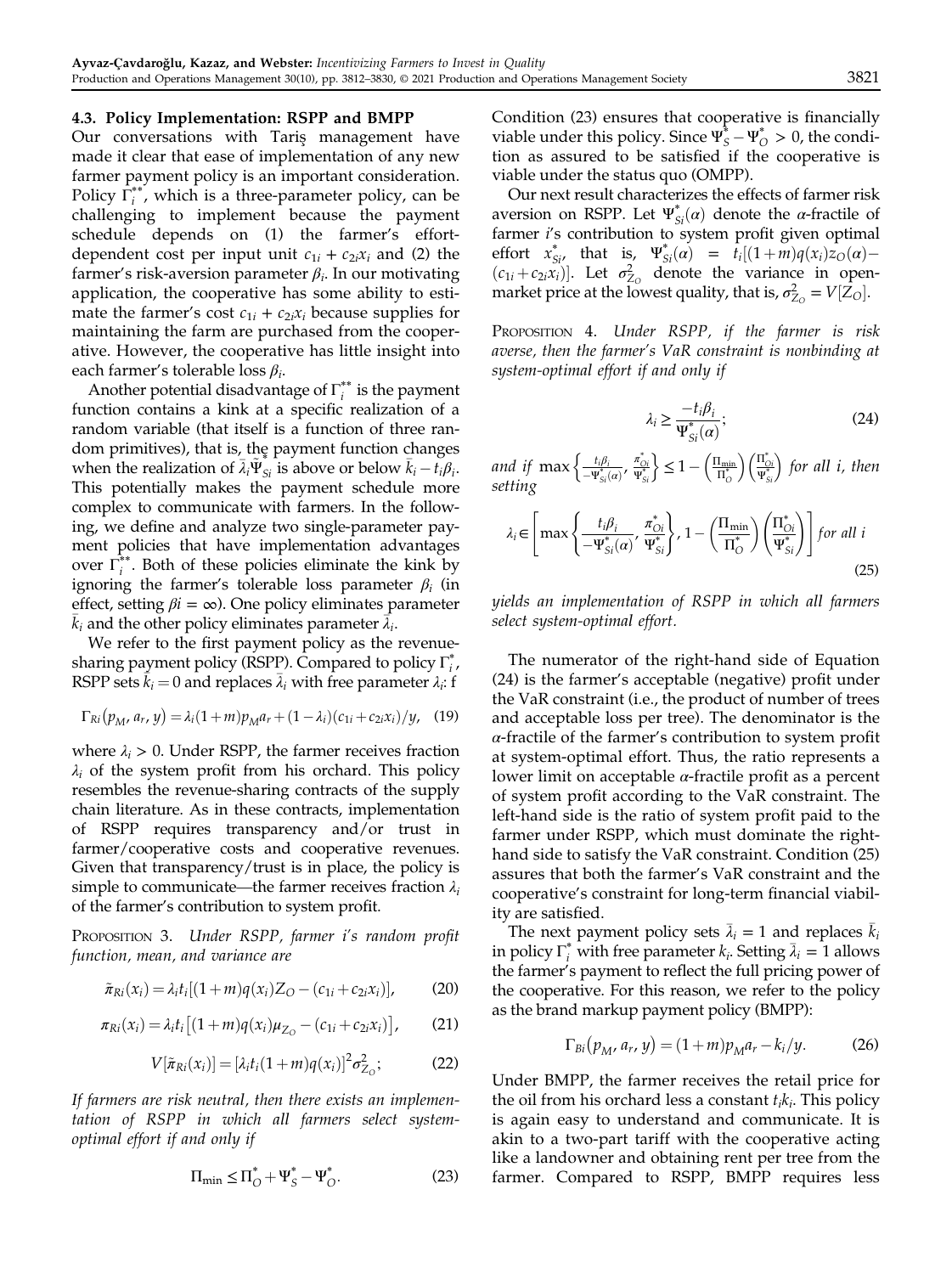### 4.3. Policy Implementation: RSPP and BMPP

Our conversations with Tariş management have made it clear that ease of implementation of any new farmer payment policy is an important consideration. Policy $\Gamma_i^{**}$, which is a three-parameter policy, can be challenging to implement because the payment schedule depends on (1) the farmer's effort-dependent cost per input unit $c_{1i} + c_{2i}x_i$ and (2) the farmer's risk-aversion parameter $\beta_i$. In our motivating application, the cooperative has some ability to estimate the farmer's cost $c_{1i} + c_{2i}x_i$ because supplies for maintaining the farm are purchased from the cooperative. However, the cooperative has little insight into each farmer's tolerable loss $\beta_i$.

Another potential disadvantage of $\Gamma_i^{**}$ is the payment function contains a kink at a specific realization of a random variable (that itself is a function of three random primitives), that is, the payment function changes when the realization of $\bar{\lambda}_i\tilde{\Psi}_{Si}^*$ is above or below $\bar{k}_i - t_i\beta_i$. This potentially makes the payment schedule more complex to communicate with farmers. In the following, we define and analyze two single-parameter payment policies that have implementation advantages over $\Gamma_i^{**}$. Both of these policies eliminate the kink by ignoring the farmer's tolerable loss parameter $\beta_i$ (in effect, setting $\beta i = \infty$). One policy eliminates parameter $\bar{k}_i$ and the other policy eliminates parameter $\bar{\lambda}_i$.

We refer to the first payment policy as the revenue-sharing payment policy (RSPP). Compared to policy $\Gamma_i^*$, RSPP sets $\bar{k}_i = 0$ and replaces $\bar{\lambda}_i$ with free parameter $\lambda_i$: f

$$\Gamma_{Ri}(p_M, a_r, y) = \lambda_i(1+m)p_M a_r + (1-\lambda_i)(c_{1i}+c_{2i}x_i)/y, \quad (19)$$

where $\lambda_i > 0$. Under RSPP, the farmer receives fraction $\lambda_i$ of the system profit from his orchard. This policy resembles the revenue-sharing contracts of the supply chain literature. As in these contracts, implementation of RSPP requires transparency and/or trust in farmer/cooperative costs and cooperative revenues. Given that transparency/trust is in place, the policy is simple to communicate—the farmer receives fraction $\lambda_i$ of the farmer's contribution to system profit.

Proposition 3. *Under RSPP, farmer i's random profit function, mean, and variance are*

$$\tilde{\pi}_{Ri}(x_i) = \lambda_i t_i[(1+m)q(x_i)Z_O - (c_{1i}+c_{2i}x_i)], \quad (20)$$

$$\pi_{Ri}(x_i) = \lambda_i t_i\left[(1+m)q(x_i)\mu_{Z_O} - (c_{1i}+c_{2i}x_i)\right], \quad (21)$$

$$V[\tilde{\pi}_{Ri}(x_i)] = [\lambda_i t_i(1+m)q(x_i)]^2\sigma_{Z_O}^2; \quad (22)$$

*If farmers are risk neutral, then there exists an implementation of RSPP in which all farmers select system-optimal effort if and only if*

$$\Pi_{\min} \leq \Pi_O^* + \Psi_S^* - \Psi_O^*. \quad (23)$$

Condition (23) ensures that cooperative is financially viable under this policy. Since $\Psi_S^* - \Psi_O^* > 0$, the condition as assured to be satisfied if the cooperative is viable under the status quo (OMPP).

Our next result characterizes the effects of farmer risk aversion on RSPP. Let $\Psi_{Si}^*(\alpha)$ denote the $\alpha$-fractile of farmer $i$'s contribution to system profit given optimal effort $x_{Si}^*$, that is, $\Psi_{Si}^*(\alpha) = t_i[(1+m)q(x_i)z_O(\alpha) - (c_{1i}+c_{2i}x_i)]$. Let $\sigma_{Z_O}^2$ denote the variance in open-market price at the lowest quality, that is, $\sigma_{Z_O}^2 = V[Z_O]$.

Proposition 4. *Under RSPP, if the farmer is risk averse, then the farmer's VaR constraint is nonbinding at system-optimal effort if and only if*

$$\lambda_i \geq \frac{-t_i\beta_i}{\Psi_{Si}^*(\alpha)}; \quad (24)$$

*and if* $\max\left\{\frac{t_i\beta_i}{-\Psi_{Si}^*(\alpha)}, \frac{\pi_{Oi}^*}{\Psi_{Si}^*}\right\} \leq 1 - \left(\frac{\Pi_{\min}}{\Pi_O^*}\right)\left(\frac{\Pi_{Oi}^*}{\Psi_{Si}^*}\right)$ *for all i, then setting*

$$\lambda_i \in \left[\max\left\{\frac{t_i\beta_i}{-\Psi_{Si}^*(\alpha)}, \frac{\pi_{Oi}^*}{\Psi_{Si}^*}\right\}, 1 - \left(\frac{\Pi_{\min}}{\Pi_O^*}\right)\left(\frac{\Pi_{Oi}^*}{\Psi_{Si}^*}\right)\right] \text{ for all } i \quad (25)$$

*yields an implementation of RSPP in which all farmers select system-optimal effort.*

The numerator of the right-hand side of Equation (24) is the farmer's acceptable (negative) profit under the VaR constraint (i.e., the product of number of trees and acceptable loss per tree). The denominator is the $\alpha$-fractile of the farmer's contribution to system profit at system-optimal effort. Thus, the ratio represents a lower limit on acceptable $\alpha$-fractile profit as a percent of system profit according to the VaR constraint. The left-hand side is the ratio of system profit paid to the farmer under RSPP, which must dominate the right-hand side to satisfy the VaR constraint. Condition (25) assures that both the farmer's VaR constraint and the cooperative's constraint for long-term financial viability are satisfied.

The next payment policy sets $\bar{\lambda}_i = 1$ and replaces $\bar{k}_i$ in policy $\Gamma_i^*$ with free parameter $k_i$. Setting $\bar{\lambda}_i = 1$ allows the farmer's payment to reflect the full pricing power of the cooperative. For this reason, we refer to the policy as the brand markup payment policy (BMPP):

$$\Gamma_{Bi}(p_M, a_r, y) = (1+m)p_M a_r - k_i/y. \quad (26)$$

Under BMPP, the farmer receives the retail price for the oil from his orchard less a constant $t_ik_i$. This policy is again easy to understand and communicate. It is akin to a two-part tariff with the cooperative acting like a landowner and obtaining rent per tree from the farmer. Compared to RSPP, BMPP requires less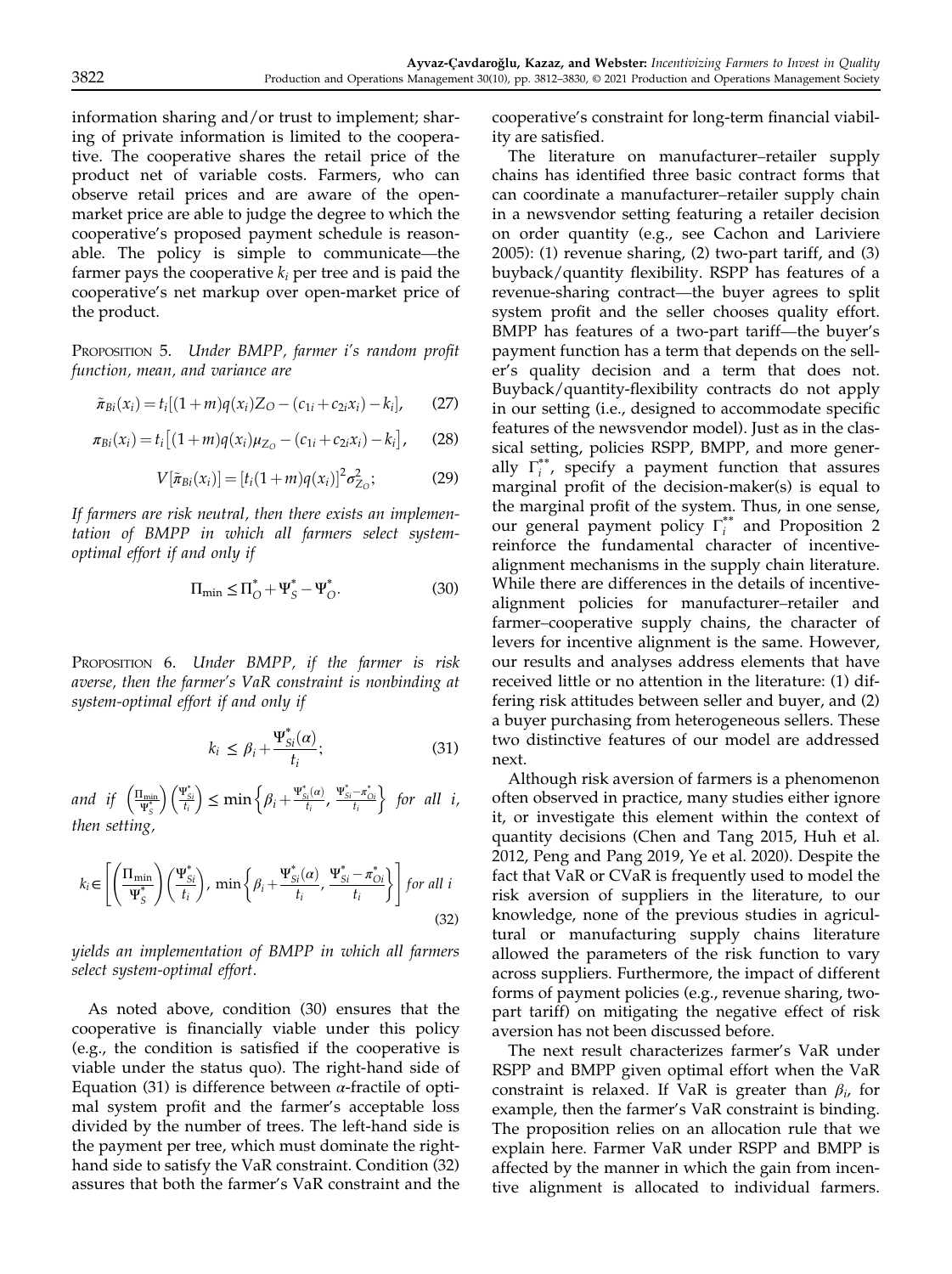information sharing and/or trust to implement; sharing of private information is limited to the cooperative. The cooperative shares the retail price of the product net of variable costs. Farmers, who can observe retail prices and are aware of the open-market price are able to judge the degree to which the cooperative's proposed payment schedule is reasonable. The policy is simple to communicate—the farmer pays the cooperative $k_i$ per tree and is paid the cooperative's net markup over open-market price of the product.

PROPOSITION 5. *Under BMPP, farmer i's random profit function, mean, and variance are*

$$\tilde{\pi}_{Bi}(x_i) = t_i[(1+m)q(x_i)Z_O - (c_{1i} + c_{2i}x_i) - k_i], \tag{27}$$

$$\pi_{Bi}(x_i) = t_i\left[(1+m)q(x_i)\mu_{Z_O} - (c_{1i} + c_{2i}x_i) - k_i\right], \tag{28}$$

$$V[\tilde{\pi}_{Bi}(x_i)] = [t_i(1+m)q(x_i)]^2\sigma^2_{Z_O}; \tag{29}$$

*If farmers are risk neutral, then there exists an implementation of BMPP in which all farmers select system-optimal effort if and only if*

$$\Pi_{\min} \le \Pi^*_O + \Psi^*_S - \Psi^*_O. \tag{30}$$

PROPOSITION 6. *Under BMPP, if the farmer is risk averse, then the farmer's VaR constraint is nonbinding at system-optimal effort if and only if*

$$k_i \le \beta_i + \frac{\Psi^*_{Si}(\alpha)}{t_i}; \tag{31}$$

*and if* $\left(\frac{\Pi_{\min}}{\Psi^*_S}\right)\left(\frac{\Psi^*_{Si}}{t_i}\right) \le \min\left\{\beta_i + \frac{\Psi^*_{Si}(\alpha)}{t_i}, \frac{\Psi^*_{Si} - \pi^*_{Oi}}{t_i}\right\}$ *for all i, then setting,*

$$k_i \in \left[\left(\frac{\Pi_{\min}}{\Psi^*_S}\right)\left(\frac{\Psi^*_{Si}}{t_i}\right), \min\left\{\beta_i + \frac{\Psi^*_{Si}(\alpha)}{t_i}, \frac{\Psi^*_{Si} - \pi^*_{Oi}}{t_i}\right\}\right] \text{ for all } i \tag{32}$$

*yields an implementation of BMPP in which all farmers select system-optimal effort.*

As noted above, condition (30) ensures that the cooperative is financially viable under this policy (e.g., the condition is satisfied if the cooperative is viable under the status quo). The right-hand side of Equation (31) is difference between $\alpha$-fractile of optimal system profit and the farmer's acceptable loss divided by the number of trees. The left-hand side is the payment per tree, which must dominate the right-hand side to satisfy the VaR constraint. Condition (32) assures that both the farmer's VaR constraint and the cooperative's constraint for long-term financial viability are satisfied.

The literature on manufacturer–retailer supply chains has identified three basic contract forms that can coordinate a manufacturer–retailer supply chain in a newsvendor setting featuring a retailer decision on order quantity (e.g., see Cachon and Lariviere 2005): (1) revenue sharing, (2) two-part tariff, and (3) buyback/quantity flexibility. RSPP has features of a revenue-sharing contract—the buyer agrees to split system profit and the seller chooses quality effort. BMPP has features of a two-part tariff—the buyer's payment function has a term that depends on the seller's quality decision and a term that does not. Buyback/quantity-flexibility contracts do not apply in our setting (i.e., designed to accommodate specific features of the newsvendor model). Just as in the classical setting, policies RSPP, BMPP, and more generally $\Gamma^{**}_i$, specify a payment function that assures marginal profit of the decision-maker(s) is equal to the marginal profit of the system. Thus, in one sense, our general payment policy $\Gamma^{**}_i$ and Proposition 2 reinforce the fundamental character of incentive-alignment mechanisms in the supply chain literature. While there are differences in the details of incentive-alignment policies for manufacturer–retailer and farmer–cooperative supply chains, the character of levers for incentive alignment is the same. However, our results and analyses address elements that have received little or no attention in the literature: (1) differing risk attitudes between seller and buyer, and (2) a buyer purchasing from heterogeneous sellers. These two distinctive features of our model are addressed next.

Although risk aversion of farmers is a phenomenon often observed in practice, many studies either ignore it, or investigate this element within the context of quantity decisions (Chen and Tang 2015, Huh et al. 2012, Peng and Pang 2019, Ye et al. 2020). Despite the fact that VaR or CVaR is frequently used to model the risk aversion of suppliers in the literature, to our knowledge, none of the previous studies in agricultural or manufacturing supply chains literature allowed the parameters of the risk function to vary across suppliers. Furthermore, the impact of different forms of payment policies (e.g., revenue sharing, two-part tariff) on mitigating the negative effect of risk aversion has not been discussed before.

The next result characterizes farmer's VaR under RSPP and BMPP given optimal effort when the VaR constraint is relaxed. If VaR is greater than $\beta_i$, for example, then the farmer's VaR constraint is binding. The proposition relies on an allocation rule that we explain here. Farmer VaR under RSPP and BMPP is affected by the manner in which the gain from incentive alignment is allocated to individual farmers.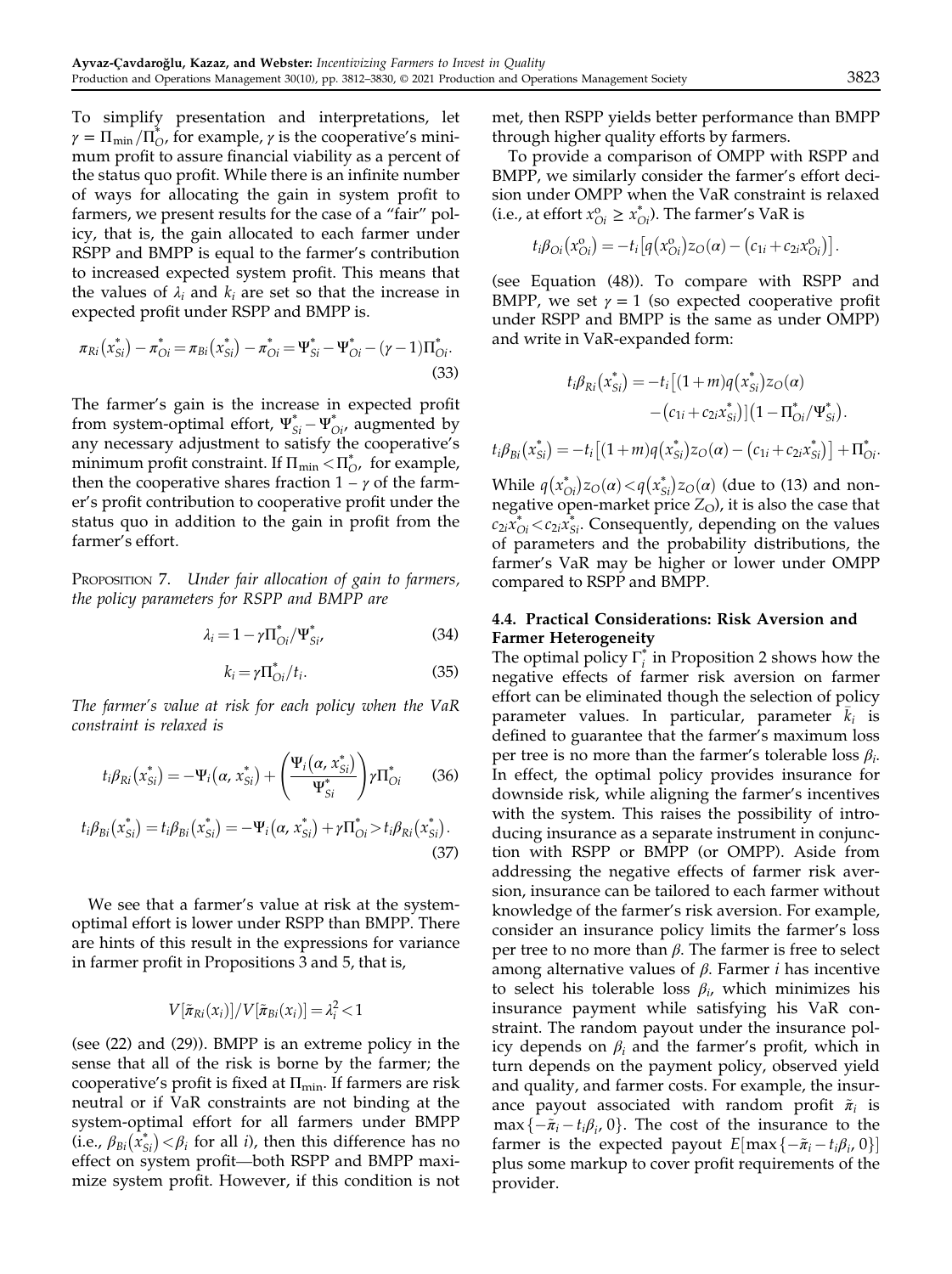To simplify presentation and interpretations, let $\gamma = \Pi_{\min}/\Pi^*_O$, for example, $\gamma$ is the cooperative's minimum profit to assure financial viability as a percent of the status quo profit. While there is an infinite number of ways for allocating the gain in system profit to farmers, we present results for the case of a "fair" policy, that is, the gain allocated to each farmer under RSPP and BMPP is equal to the farmer's contribution to increased expected system profit. This means that the values of $\lambda_i$ and $k_i$ are set so that the increase in expected profit under RSPP and BMPP is.

$$\pi_{Ri}(x^*_{Si}) - \pi^*_{Oi} = \pi_{Bi}(x^*_{Si}) - \pi^*_{Oi} = \Psi^*_{Si} - \Psi^*_{Oi} - (\gamma - 1)\Pi^*_{Oi}. \quad (33)$$

The farmer's gain is the increase in expected profit from system-optimal effort, $\Psi^*_{Si} - \Psi^*_{Oi}$, augmented by any necessary adjustment to satisfy the cooperative's minimum profit constraint. If $\Pi_{\min} < \Pi^*_O$, for example, then the cooperative shares fraction $1 - \gamma$ of the farmer's profit contribution to cooperative profit under the status quo in addition to the gain in profit from the farmer's effort.

PROPOSITION 7. *Under fair allocation of gain to farmers, the policy parameters for RSPP and BMPP are*

$$\lambda_i = 1 - \gamma\Pi^*_{Oi}/\Psi^*_{Si}, \quad (34)$$

$$k_i = \gamma\Pi^*_{Oi}/t_i. \quad (35)$$

*The farmer's value at risk for each policy when the VaR constraint is relaxed is*

$$t_i\beta_{Ri}(x^*_{Si}) = -\Psi_i(\alpha, x^*_{Si}) + \left(\frac{\Psi_i(\alpha, x^*_{Si})}{\Psi^*_{Si}}\right)\gamma\Pi^*_{Oi} \quad (36)$$

$$t_i\beta_{Bi}(x^*_{Si}) = t_i\beta_{Bi}(x^*_{Si}) = -\Psi_i(\alpha, x^*_{Si}) + \gamma\Pi^*_{Oi} > t_i\beta_{Ri}(x^*_{Si}). \quad (37)$$

We see that a farmer's value at risk at the system-optimal effort is lower under RSPP than BMPP. There are hints of this result in the expressions for variance in farmer profit in Propositions 3 and 5, that is,

$$V[\tilde{\pi}_{Ri}(x_i)]/V[\tilde{\pi}_{Bi}(x_i)] = \lambda_i^2 < 1$$

(see (22) and (29)). BMPP is an extreme policy in the sense that all of the risk is borne by the farmer; the cooperative's profit is fixed at $\Pi_{\min}$. If farmers are risk neutral or if VaR constraints are not binding at the system-optimal effort for all farmers under BMPP (i.e., $\beta_{Bi}(x^*_{Si}) < \beta_i$ for all $i$), then this difference has no effect on system profit—both RSPP and BMPP maximize system profit. However, if this condition is not met, then RSPP yields better performance than BMPP through higher quality efforts by farmers.

To provide a comparison of OMPP with RSPP and BMPP, we similarly consider the farmer's effort decision under OMPP when the VaR constraint is relaxed (i.e., at effort $x^o_{Oi} \geq x^*_{Oi}$). The farmer's VaR is

$$t_i\beta_{Oi}(x^o_{Oi}) = -t_i\left[q(x^o_{Oi})z_O(\alpha) - (c_{1i} + c_{2i}x^o_{Oi})\right].$$

(see Equation (48)). To compare with RSPP and BMPP, we set $\gamma = 1$ (so expected cooperative profit under RSPP and BMPP is the same as under OMPP) and write in VaR-expanded form:

$$t_i\beta_{Ri}(x^*_{Si}) = -t_i\left[(1+m)q(x^*_{Si})z_O(\alpha) - (c_{1i} + c_{2i}x^*_{Si})\right]\left(1 - \Pi^*_{Oi}/\Psi^*_{Si}\right).$$

$$t_i\beta_{Bi}(x^*_{Si}) = -t_i\left[(1+m)q(x^*_{Si})z_O(\alpha) - (c_{1i} + c_{2i}x^*_{Si})\right] + \Pi^*_{Oi}.$$

While $q(x^*_{Oi})z_O(\alpha) < q(x^*_{Si})z_O(\alpha)$ (due to (13) and non-negative open-market price $Z_O$), it is also the case that $c_{2i}x^*_{Oi} < c_{2i}x^*_{Si}$. Consequently, depending on the values of parameters and the probability distributions, the farmer's VaR may be higher or lower under OMPP compared to RSPP and BMPP.

### 4.4. Practical Considerations: Risk Aversion and Farmer Heterogeneity

The optimal policy $\Gamma^*_i$ in Proposition 2 shows how the negative effects of farmer risk aversion on farmer effort can be eliminated though the selection of policy parameter values. In particular, parameter $\bar{k}_i$ is defined to guarantee that the farmer's maximum loss per tree is no more than the farmer's tolerable loss $\beta_i$. In effect, the optimal policy provides insurance for downside risk, while aligning the farmer's incentives with the system. This raises the possibility of introducing insurance as a separate instrument in conjunction with RSPP or BMPP (or OMPP). Aside from addressing the negative effects of farmer risk aversion, insurance can be tailored to each farmer without knowledge of the farmer's risk aversion. For example, consider an insurance policy limits the farmer's loss per tree to no more than $\beta$. The farmer is free to select among alternative values of $\beta$. Farmer $i$ has incentive to select his tolerable loss $\beta_i$, which minimizes his insurance payment while satisfying his VaR constraint. The random payout under the insurance policy depends on $\beta_i$ and the farmer's profit, which in turn depends on the payment policy, observed yield and quality, and farmer costs. For example, the insurance payout associated with random profit $\tilde{\pi}_i$ is $\max\{-\tilde{\pi}_i - t_i\beta_i, 0\}$. The cost of the insurance to the farmer is the expected payout $E[\max\{-\tilde{\pi}_i - t_i\beta_i, 0\}]$ plus some markup to cover profit requirements of the provider.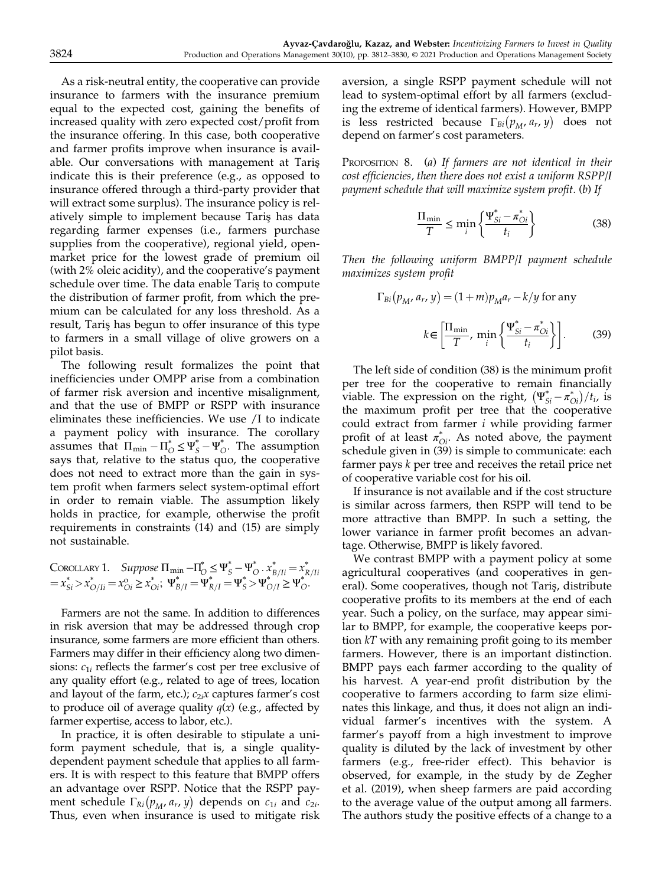As a risk-neutral entity, the cooperative can provide insurance to farmers with the insurance premium equal to the expected cost, gaining the benefits of increased quality with zero expected cost/profit from the insurance offering. In this case, both cooperative and farmer profits improve when insurance is available. Our conversations with management at Tariş indicate this is their preference (e.g., as opposed to insurance offered through a third-party provider that will extract some surplus). The insurance policy is relatively simple to implement because Tariş has data regarding farmer expenses (i.e., farmers purchase supplies from the cooperative), regional yield, open-market price for the lowest grade of premium oil (with 2% oleic acidity), and the cooperative's payment schedule over time. The data enable Tariş to compute the distribution of farmer profit, from which the premium can be calculated for any loss threshold. As a result, Tariş has begun to offer insurance of this type to farmers in a small village of olive growers on a pilot basis.

The following result formalizes the point that inefficiencies under OMPP arise from a combination of farmer risk aversion and incentive misalignment, and that the use of BMPP or RSPP with insurance eliminates these inefficiencies. We use /I to indicate a payment policy with insurance. The corollary assumes that $\Pi_{\min} - \Pi_O^* \leq \Psi_S^* - \Psi_O^*$. The assumption says that, relative to the status quo, the cooperative does not need to extract more than the gain in system profit when farmers select system-optimal effort in order to remain viable. The assumption likely holds in practice, for example, otherwise the profit requirements in constraints (14) and (15) are simply not sustainable.

Corollary 1. *Suppose* $\Pi_{\min} - \Pi_O^* \leq \Psi_S^* - \Psi_O^* \cdot x_{B/Ii}^* = x_{R/Ii}^* = x_{Si}^* > x_{O/Ii}^* = x_{Oi}^o \geq x_{Oi}^*$; $\Psi_{B/I}^* = \Psi_{R/I}^* = \Psi_S^* > \Psi_{O/I}^* \geq \Psi_O^*$.

Farmers are not the same. In addition to differences in risk aversion that may be addressed through crop insurance, some farmers are more efficient than others. Farmers may differ in their efficiency along two dimensions: $c_{1i}$ reflects the farmer's cost per tree exclusive of any quality effort (e.g., related to age of trees, location and layout of the farm, etc.); $c_{2i}x$ captures farmer's cost to produce oil of average quality $q(x)$ (e.g., affected by farmer expertise, access to labor, etc.).

In practice, it is often desirable to stipulate a uniform payment schedule, that is, a single quality-dependent payment schedule that applies to all farmers. It is with respect to this feature that BMPP offers an advantage over RSPP. Notice that the RSPP payment schedule $\Gamma_{Ri}(p_M, a_r, y)$ depends on $c_{1i}$ and $c_{2i}$. Thus, even when insurance is used to mitigate risk aversion, a single RSPP payment schedule will not lead to system-optimal effort by all farmers (excluding the extreme of identical farmers). However, BMPP is less restricted because $\Gamma_{Bi}(p_M, a_r, y)$ does not depend on farmer's cost parameters.

Proposition 8. (*a*) *If farmers are not identical in their cost efficiencies, then there does not exist a uniform RSPP/I payment schedule that will maximize system profit.* (*b*) *If*

$$\frac{\Pi_{\min}}{T} \leq \min_i \left\{ \frac{\Psi_{Si}^* - \pi_{Oi}^*}{t_i} \right\} \tag{38}$$

*Then the following uniform BMPP/I payment schedule maximizes system profit*

$$\Gamma_{Bi}(p_M, a_r, y) = (1+m)p_M a_r - k/y \text{ for any}$$

$$k \in \left[ \frac{\Pi_{\min}}{T}, \min_i \left\{ \frac{\Psi_{Si}^* - \pi_{Oi}^*}{t_i} \right\} \right]. \tag{39}$$

The left side of condition (38) is the minimum profit per tree for the cooperative to remain financially viable. The expression on the right, $(\Psi_{Si}^* - \pi_{Oi}^*)/t_i$, is the maximum profit per tree that the cooperative could extract from farmer $i$ while providing farmer profit of at least $\pi_{Oi}^*$. As noted above, the payment schedule given in (39) is simple to communicate: each farmer pays $k$ per tree and receives the retail price net of cooperative variable cost for his oil.

If insurance is not available and if the cost structure is similar across farmers, then RSPP will tend to be more attractive than BMPP. In such a setting, the lower variance in farmer profit becomes an advantage. Otherwise, BMPP is likely favored.

We contrast BMPP with a payment policy at some agricultural cooperatives (and cooperatives in general). Some cooperatives, though not Tariş, distribute cooperative profits to its members at the end of each year. Such a policy, on the surface, may appear similar to BMPP, for example, the cooperative keeps portion $kT$ with any remaining profit going to its member farmers. However, there is an important distinction. BMPP pays each farmer according to the quality of his harvest. A year-end profit distribution by the cooperative to farmers according to farm size eliminates this linkage, and thus, it does not align an individual farmer's incentives with the system. A farmer's payoff from a high investment to improve quality is diluted by the lack of investment by other farmers (e.g., free-rider effect). This behavior is observed, for example, in the study by de Zegher et al. (2019), when sheep farmers are paid according to the average value of the output among all farmers. The authors study the positive effects of a change to a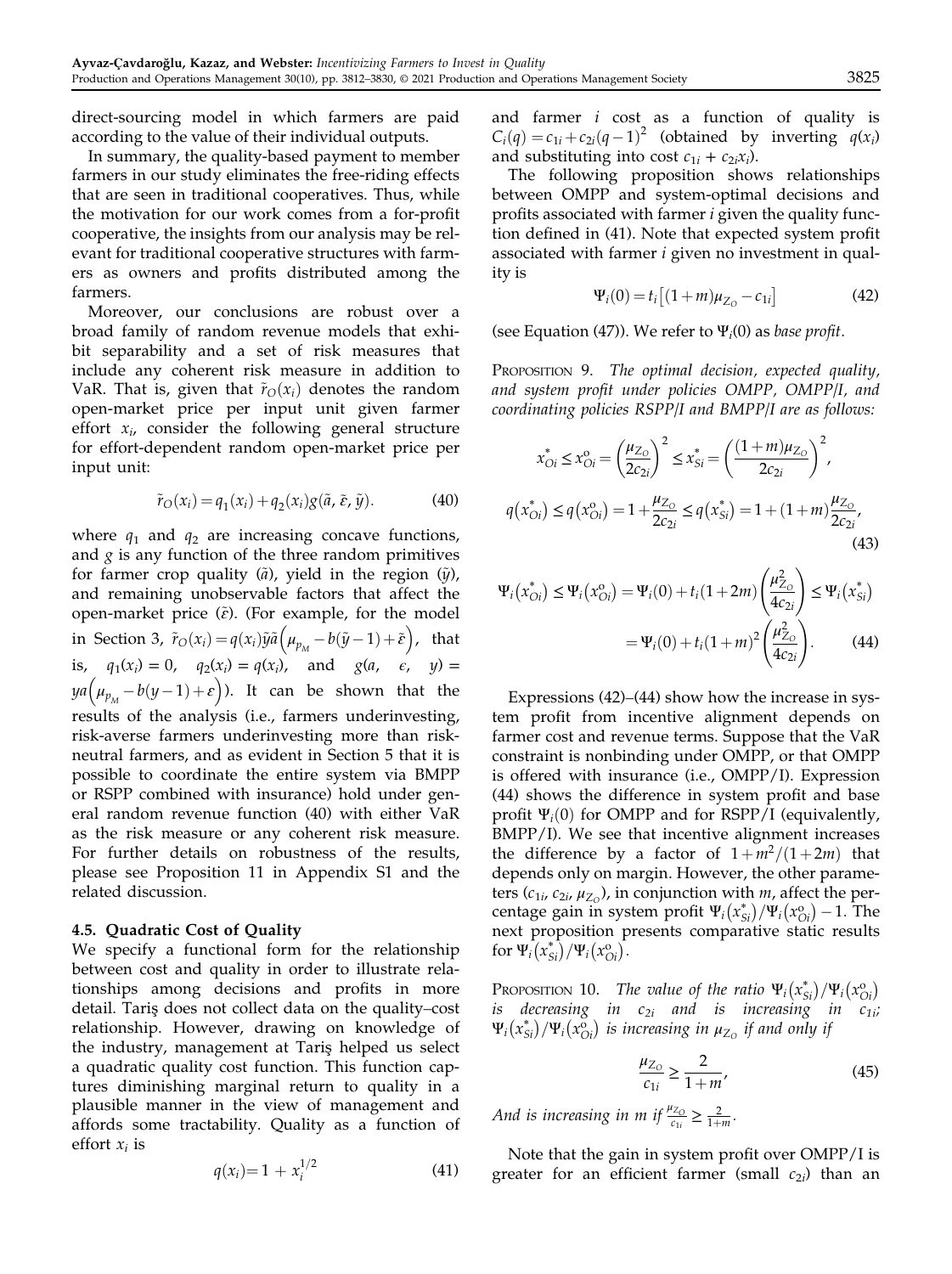direct-sourcing model in which farmers are paid according to the value of their individual outputs.

In summary, the quality-based payment to member farmers in our study eliminates the free-riding effects that are seen in traditional cooperatives. Thus, while the motivation for our work comes from a for-profit cooperative, the insights from our analysis may be relevant for traditional cooperative structures with farmers as owners and profits distributed among the farmers.

Moreover, our conclusions are robust over a broad family of random revenue models that exhibit separability and a set of risk measures that include any coherent risk measure in addition to VaR. That is, given that $\tilde{r}_O(x_i)$ denotes the random open-market price per input unit given farmer effort $x_i$, consider the following general structure for effort-dependent random open-market price per input unit:

$$\tilde{r}_O(x_i) = q_1(x_i) + q_2(x_i)g(\tilde{a}, \tilde{\varepsilon}, \tilde{y}). \tag{40}$$

where $q_1$ and $q_2$ are increasing concave functions, and $g$ is any function of the three random primitives for farmer crop quality ($\tilde{a}$), yield in the region ($\tilde{y}$), and remaining unobservable factors that affect the open-market price ($\tilde{\varepsilon}$). (For example, for the model in Section 3, $\tilde{r}_O(x_i) = q(x_i)\tilde{y}\tilde{a}\left(\mu_{p_M} - b(\tilde{y}-1) + \tilde{\varepsilon}\right)$, that is, $q_1(x_i) = 0$, $q_2(x_i) = q(x_i)$, and $g(a, \epsilon, y) = ya\left(\mu_{p_M} - b(y-1) + \varepsilon\right)$). It can be shown that the results of the analysis (i.e., farmers underinvesting, risk-averse farmers underinvesting more than risk-neutral farmers, and as evident in Section 5 that it is possible to coordinate the entire system via BMPP or RSPP combined with insurance) hold under general random revenue function (40) with either VaR as the risk measure or any coherent risk measure. For further details on robustness of the results, please see Proposition 11 in Appendix S1 and the related discussion.

### 4.5. Quadratic Cost of Quality

We specify a functional form for the relationship between cost and quality in order to illustrate relationships among decisions and profits in more detail. Tariş does not collect data on the quality–cost relationship. However, drawing on knowledge of the industry, management at Tariş helped us select a quadratic quality cost function. This function captures diminishing marginal return to quality in a plausible manner in the view of management and affords some tractability. Quality as a function of effort $x_i$ is

$$q(x_i) = 1 + x_i^{1/2} \tag{41}$$

and farmer $i$ cost as a function of quality is $C_i(q) = c_{1i} + c_{2i}(q-1)^2$ (obtained by inverting $q(x_i)$ and substituting into cost $c_{1i} + c_{2i}x_i$).

The following proposition shows relationships between OMPP and system-optimal decisions and profits associated with farmer $i$ given the quality function defined in (41). Note that expected system profit associated with farmer $i$ given no investment in quality is

$$\Psi_i(0) = t_i\left[(1+m)\mu_{Z_O} - c_{1i}\right] \tag{42}$$

(see Equation (47)). We refer to $\Psi_i(0)$ as *base profit*.

PROPOSITION 9. *The optimal decision, expected quality, and system profit under policies OMPP, OMPP/I, and coordinating policies RSPP/I and BMPP/I are as follows:*

$$x^*_{Oi} \le x^o_{Oi} = \left(\frac{\mu_{Z_O}}{2c_{2i}}\right)^2 \le x^*_{Si} = \left(\frac{(1+m)\mu_{Z_O}}{2c_{2i}}\right)^2,$$

$$q(x^*_{Oi}) \le q(x^o_{Oi}) = 1 + \frac{\mu_{Z_O}}{2c_{2i}} \le q(x^*_{Si}) = 1 + (1+m)\frac{\mu_{Z_O}}{2c_{2i}}, \tag{43}$$

$$\Psi_i(x^*_{Oi}) \le \Psi_i(x^o_{Oi}) = \Psi_i(0) + t_i(1+2m)\left(\frac{\mu^2_{Z_O}}{4c_{2i}}\right) \le \Psi_i(x^*_{Si}) = \Psi_i(0) + t_i(1+m)^2\left(\frac{\mu^2_{Z_O}}{4c_{2i}}\right). \tag{44}$$

Expressions (42)–(44) show how the increase in system profit from incentive alignment depends on farmer cost and revenue terms. Suppose that the VaR constraint is nonbinding under OMPP, or that OMPP is offered with insurance (i.e., OMPP/I). Expression (44) shows the difference in system profit and base profit $\Psi_i(0)$ for OMPP and for RSPP/I (equivalently, BMPP/I). We see that incentive alignment increases the difference by a factor of $1 + m^2/(1+2m)$ that depends only on margin. However, the other parameters ($c_{1i}$, $c_{2i}$, $\mu_{Z_O}$), in conjunction with $m$, affect the percentage gain in system profit $\Psi_i(x^*_{Si})/\Psi_i(x^o_{Oi}) - 1$. The next proposition presents comparative static results for $\Psi_i(x^*_{Si})/\Psi_i(x^o_{Oi})$.

PROPOSITION 10. *The value of the ratio $\Psi_i(x^*_{Si})/\Psi_i(x^o_{Oi})$ is decreasing in $c_{2i}$ and is increasing in $c_{1i}$; $\Psi_i(x^*_{Si})/\Psi_i(x^o_{Oi})$ is increasing in $\mu_{Z_O}$ if and only if*

$$\frac{\mu_{Z_O}}{c_{1i}} \ge \frac{2}{1+m}, \tag{45}$$

*And is increasing in $m$ if $\frac{\mu_{Z_O}}{c_{1i}} \ge \frac{2}{1+m}$.*

Note that the gain in system profit over OMPP/I is greater for an efficient farmer (small $c_{2i}$) than an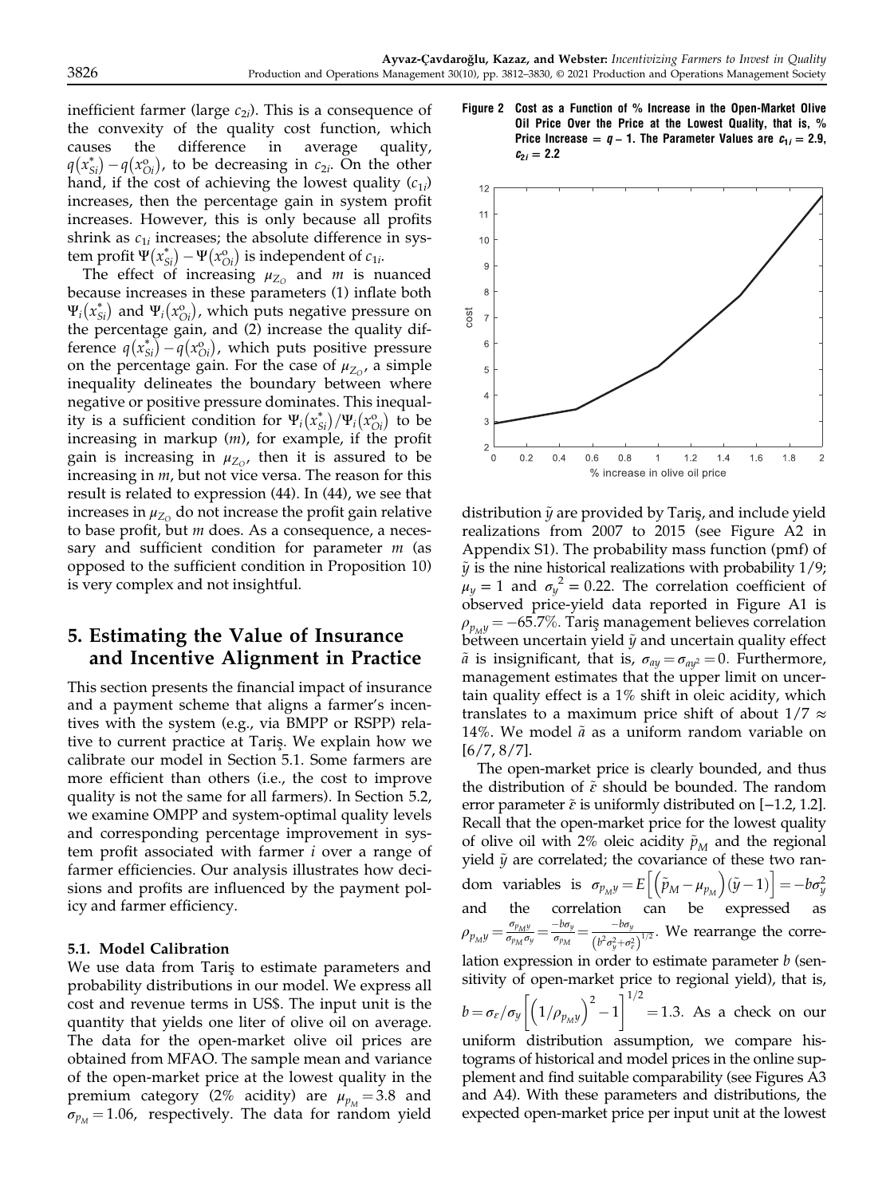inefficient farmer (large $c_{2i}$). This is a consequence of the convexity of the quality cost function, which causes the difference in average quality, $q(x^*_{Si}) - q(x^o_{Oi})$, to be decreasing in $c_{2i}$. On the other hand, if the cost of achieving the lowest quality ($c_{1i}$) increases, then the percentage gain in system profit increases. However, this is only because all profits shrink as $c_{1i}$ increases; the absolute difference in system profit $\Psi(x^*_{Si}) - \Psi(x^o_{Oi})$ is independent of $c_{1i}$.

The effect of increasing $\mu_{Z_O}$ and $m$ is nuanced because increases in these parameters (1) inflate both $\Psi_i(x^*_{Si})$ and $\Psi_i(x^o_{Oi})$, which puts negative pressure on the percentage gain, and (2) increase the quality difference $q(x^*_{Si}) - q(x^o_{Oi})$, which puts positive pressure on the percentage gain. For the case of $\mu_{Z_O}$, a simple inequality delineates the boundary between where negative or positive pressure dominates. This inequality is a sufficient condition for $\Psi_i(x^*_{Si})/\Psi_i(x^o_{Oi})$ to be increasing in markup ($m$), for example, if the profit gain is increasing in $\mu_{Z_O}$, then it is assured to be increasing in $m$, but not vice versa. The reason for this result is related to expression (44). In (44), we see that increases in $\mu_{Z_O}$ do not increase the profit gain relative to base profit, but $m$ does. As a consequence, a necessary and sufficient condition for parameter $m$ (as opposed to the sufficient condition in Proposition 10) is very complex and not insightful.

## 5. Estimating the Value of Insurance and Incentive Alignment in Practice

This section presents the financial impact of insurance and a payment scheme that aligns a farmer's incentives with the system (e.g., via BMPP or RSPP) relative to current practice at Tariş. We explain how we calibrate our model in Section 5.1. Some farmers are more efficient than others (i.e., the cost to improve quality is not the same for all farmers). In Section 5.2, we examine OMPP and system-optimal quality levels and corresponding percentage improvement in system profit associated with farmer $i$ over a range of farmer efficiencies. Our analysis illustrates how decisions and profits are influenced by the payment policy and farmer efficiency.

### 5.1. Model Calibration

We use data from Tariş to estimate parameters and probability distributions in our model. We express all cost and revenue terms in US$. The input unit is the quantity that yields one liter of olive oil on average. The data for the open-market olive oil prices are obtained from MFAO. The sample mean and variance of the open-market price at the lowest quality in the premium category (2% acidity) are $\mu_{p_M} = 3.8$ and $\sigma_{p_M} = 1.06$, respectively. The data for random yield

**Figure 2** Cost as a Function of % Increase in the Open-Market Olive Oil Price Over the Price at the Lowest Quality, that is, % Price Increase = $q - 1$. The Parameter Values are $c_{1i} = 2.9$, $c_{2i} = 2.2$

distribution $\tilde{y}$ are provided by Tariş, and include yield realizations from 2007 to 2015 (see Figure A2 in Appendix S1). The probability mass function (pmf) of $\tilde{y}$ is the nine historical realizations with probability 1/9; $\mu_y = 1$ and $\sigma_y^2 = 0.22$. The correlation coefficient of observed price-yield data reported in Figure A1 is $\rho_{p_M y} = -65.7\%$. Tariş management believes correlation between uncertain yield $\tilde{y}$ and uncertain quality effect $\tilde{a}$ is insignificant, that is, $\sigma_{ay} = \sigma_{ay^2} = 0$. Furthermore, management estimates that the upper limit on uncertain quality effect is a 1% shift in oleic acidity, which translates to a maximum price shift of about $1/7 \approx 14\%$. We model $\tilde{a}$ as a uniform random variable on $[6/7, 8/7]$.

The open-market price is clearly bounded, and thus the distribution of $\tilde{\varepsilon}$ should be bounded. The random error parameter $\tilde{\varepsilon}$ is uniformly distributed on $[-1.2, 1.2]$. Recall that the open-market price for the lowest quality of olive oil with 2% oleic acidity $\tilde{p}_M$ and the regional yield $\tilde{y}$ are correlated; the covariance of these two random variables is $\sigma_{p_M y} = E\left[\left(\tilde{p}_M - \mu_{p_M}\right)(\tilde{y} - 1)\right] = -b\sigma_y^2$ and the correlation can be expressed as $\rho_{p_M y} = \frac{\sigma_{p_M y}}{\sigma_{p_M}\sigma_y} = \frac{-b\sigma_y}{\sigma_{p_M}} = \frac{-b\sigma_y}{\left(b^2\sigma_y^2 + \sigma_\varepsilon^2\right)^{1/2}}$. We rearrange the correlation expression in order to estimate parameter $b$ (sensitivity of open-market price to regional yield), that is, $b = \sigma_\varepsilon/\sigma_y\left[\left(1/\rho_{p_M y}\right)^2 - 1\right]^{1/2} = 1.3$. As a check on our uniform distribution assumption, we compare histograms of historical and model prices in the online supplement and find suitable comparability (see Figures A3 and A4). With these parameters and distributions, the expected open-market price per input unit at the lowest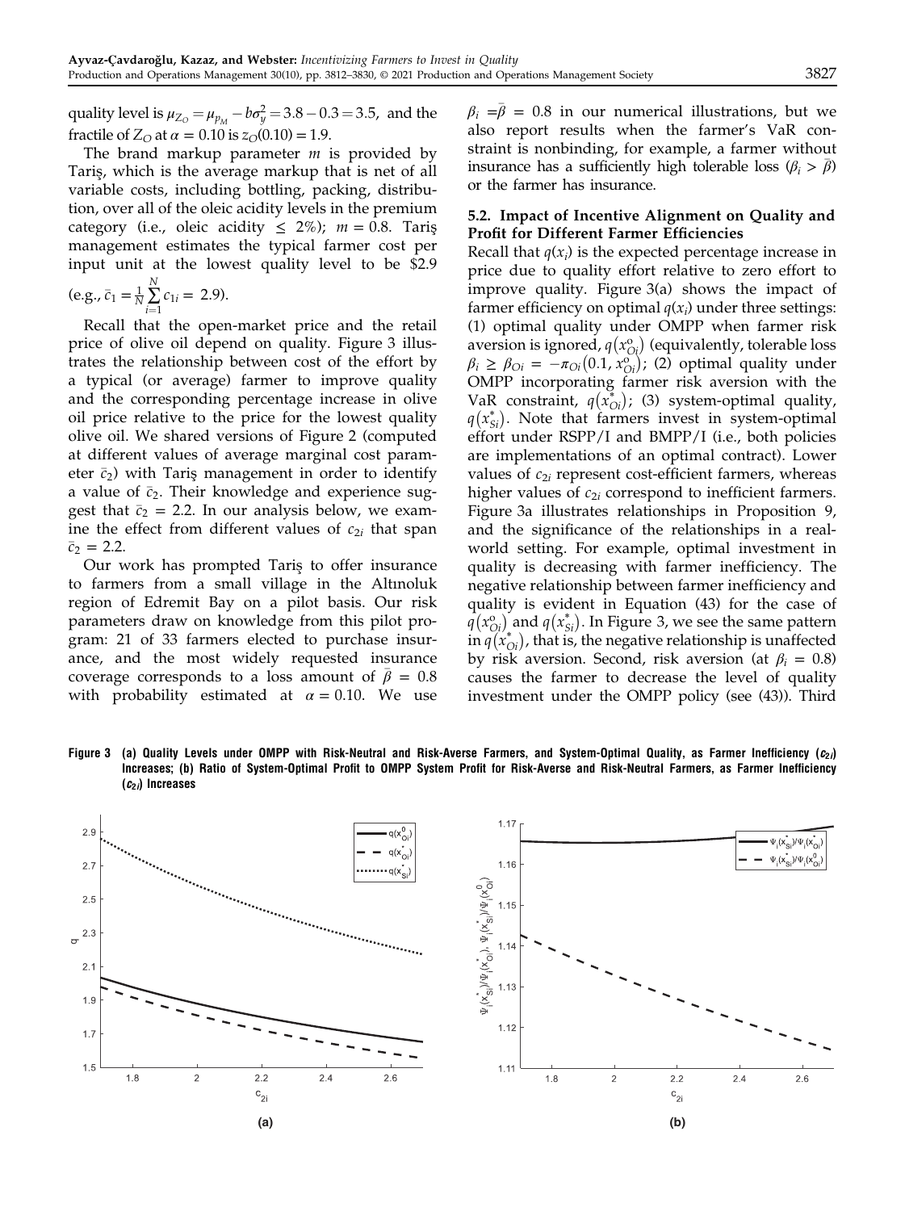quality level is $\mu_{Z_O} = \mu_{p_M} - b\sigma_y^2 = 3.8 - 0.3 = 3.5$, and the fractile of $Z_O$ at $\alpha = 0.10$ is $z_O(0.10) = 1.9$.

The brand markup parameter $m$ is provided by Tariş, which is the average markup that is net of all variable costs, including bottling, packing, distribution, over all of the oleic acidity levels in the premium category (i.e., oleic acidity $\leq$ 2%); $m = 0.8$. Tariş management estimates the typical farmer cost per input unit at the lowest quality level to be \$2.9 (e.g., $\bar{c}_1 = \frac{1}{N}\sum_{i=1}^{N} c_{1i} = 2.9$).

Recall that the open-market price and the retail price of olive oil depend on quality. Figure 3 illustrates the relationship between cost of the effort by a typical (or average) farmer to improve quality and the corresponding percentage increase in olive oil price relative to the price for the lowest quality olive oil. We shared versions of Figure 2 (computed at different values of average marginal cost parameter $\bar{c}_2$) with Tariş management in order to identify a value of $\bar{c}_2$. Their knowledge and experience suggest that $\bar{c}_2 = 2.2$. In our analysis below, we examine the effect from different values of $c_{2i}$ that span $\bar{c}_2 = 2.2$.

Our work has prompted Tariş to offer insurance to farmers from a small village in the Altınoluk region of Edremit Bay on a pilot basis. Our risk parameters draw on knowledge from this pilot program: 21 of 33 farmers elected to purchase insurance, and the most widely requested insurance coverage corresponds to a loss amount of $\bar{\beta} = 0.8$ with probability estimated at $\alpha = 0.10$. We use $\beta_i = \bar{\beta} = 0.8$ in our numerical illustrations, but we also report results when the farmer's VaR constraint is nonbinding, for example, a farmer without insurance has a sufficiently high tolerable loss ($\beta_i > \bar{\beta}$) or the farmer has insurance.

### 5.2. Impact of Incentive Alignment on Quality and Profit for Different Farmer Efficiencies

Recall that $q(x_i)$ is the expected percentage increase in price due to quality effort relative to zero effort to improve quality. Figure 3(a) shows the impact of farmer efficiency on optimal $q(x_i)$ under three settings: (1) optimal quality under OMPP when farmer risk aversion is ignored, $q(x_{Oi}^o)$ (equivalently, tolerable loss $\beta_i \geq \beta_{Oi} = -\pi_{Oi}(0.1, x_{Oi}^o)$; (2) optimal quality under OMPP incorporating farmer risk aversion with the VaR constraint, $q(x_{Oi}^*)$; (3) system-optimal quality, $q(x_{Si}^*)$. Note that farmers invest in system-optimal effort under RSPP/I and BMPP/I (i.e., both policies are implementations of an optimal contract). Lower values of $c_{2i}$ represent cost-efficient farmers, whereas higher values of $c_{2i}$ correspond to inefficient farmers. Figure 3a illustrates relationships in Proposition 9, and the significance of the relationships in a real-world setting. For example, optimal investment in quality is decreasing with farmer inefficiency. The negative relationship between farmer inefficiency and quality is evident in Equation (43) for the case of $q(x_{Oi}^o)$ and $q(x_{Si}^*)$. In Figure 3, we see the same pattern in $q(x_{Oi}^*)$, that is, the negative relationship is unaffected by risk aversion. Second, risk aversion (at $\beta_i = 0.8$) causes the farmer to decrease the level of quality investment under the OMPP policy (see (43)). Third

**Figure 3** (a) Quality Levels under OMPP with Risk-Neutral and Risk-Averse Farmers, and System-Optimal Quality, as Farmer Inefficiency ($c_{2i}$) Increases; (b) Ratio of System-Optimal Profit to OMPP System Profit for Risk-Averse and Risk-Neutral Farmers, as Farmer Inefficiency ($c_{2i}$) Increases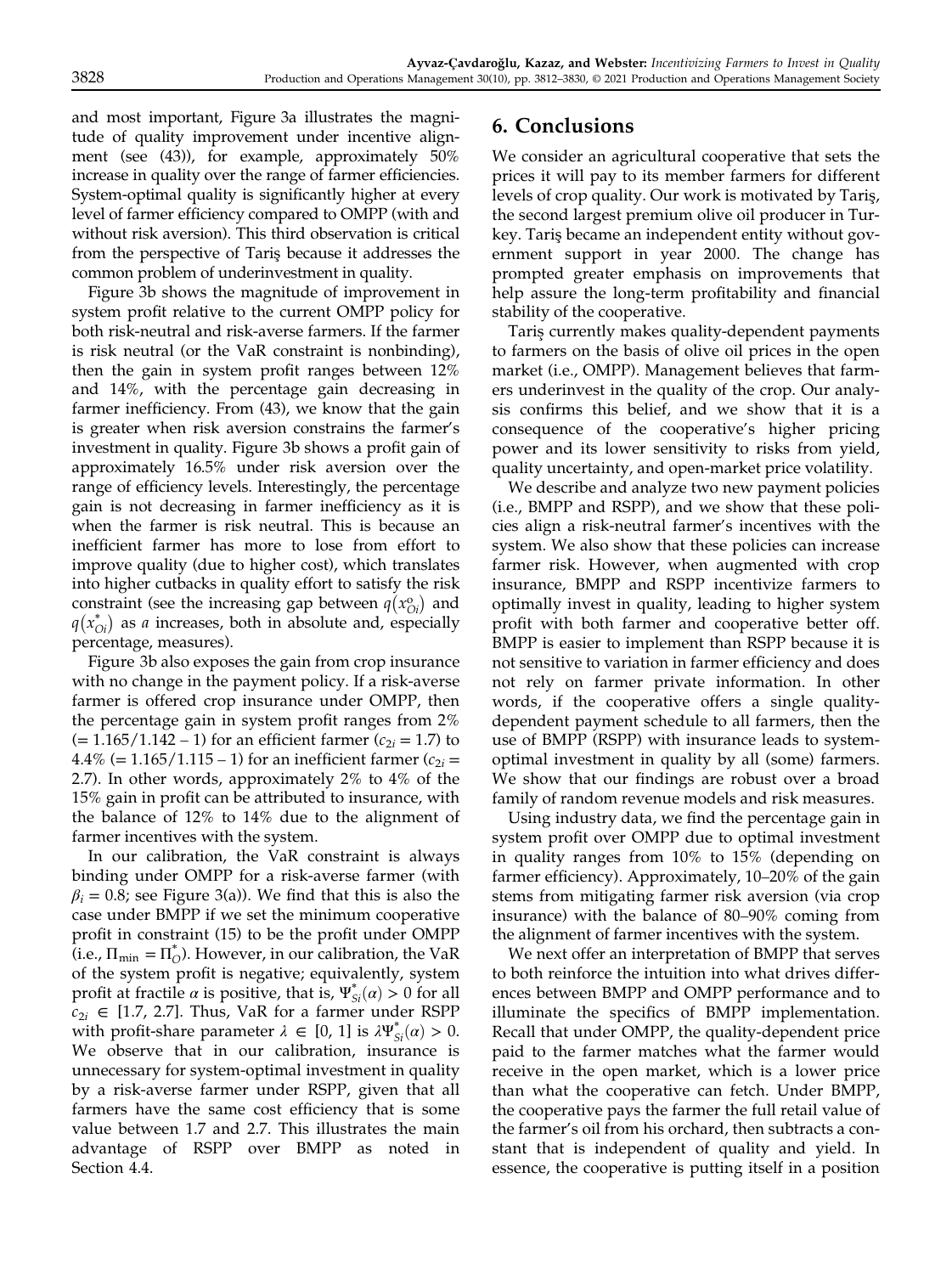and most important, Figure 3a illustrates the magnitude of quality improvement under incentive alignment (see (43)), for example, approximately 50% increase in quality over the range of farmer efficiencies. System-optimal quality is significantly higher at every level of farmer efficiency compared to OMPP (with and without risk aversion). This third observation is critical from the perspective of Tariş because it addresses the common problem of underinvestment in quality.

Figure 3b shows the magnitude of improvement in system profit relative to the current OMPP policy for both risk-neutral and risk-averse farmers. If the farmer is risk neutral (or the VaR constraint is nonbinding), then the gain in system profit ranges between 12% and 14%, with the percentage gain decreasing in farmer inefficiency. From (43), we know that the gain is greater when risk aversion constrains the farmer's investment in quality. Figure 3b shows a profit gain of approximately 16.5% under risk aversion over the range of efficiency levels. Interestingly, the percentage gain is not decreasing in farmer inefficiency as it is when the farmer is risk neutral. This is because an inefficient farmer has more to lose from effort to improve quality (due to higher cost), which translates into higher cutbacks in quality effort to satisfy the risk constraint (see the increasing gap between $q(x^o_{Oi})$ and $q(x^*_{Oi})$ as $a$ increases, both in absolute and, especially percentage, measures).

Figure 3b also exposes the gain from crop insurance with no change in the payment policy. If a risk-averse farmer is offered crop insurance under OMPP, then the percentage gain in system profit ranges from 2% ($= 1.165/1.142 - 1$) for an efficient farmer ($c_{2i} = 1.7$) to 4.4% ($= 1.165/1.115 - 1$) for an inefficient farmer ($c_{2i} = 2.7$). In other words, approximately 2% to 4% of the 15% gain in profit can be attributed to insurance, with the balance of 12% to 14% due to the alignment of farmer incentives with the system.

In our calibration, the VaR constraint is always binding under OMPP for a risk-averse farmer (with $\beta_i = 0.8$; see Figure 3(a)). We find that this is also the case under BMPP if we set the minimum cooperative profit in constraint (15) to be the profit under OMPP (i.e., $\Pi_{\min} = \Pi^*_O$). However, in our calibration, the VaR of the system profit is negative; equivalently, system profit at fractile $\alpha$ is positive, that is, $\Psi^*_{Si}(\alpha) > 0$ for all $c_{2i} \in [1.7, 2.7]$. Thus, VaR for a farmer under RSPP with profit-share parameter $\lambda \in [0, 1]$ is $\lambda\Psi^*_{Si}(\alpha) > 0$. We observe that in our calibration, insurance is unnecessary for system-optimal investment in quality by a risk-averse farmer under RSPP, given that all farmers have the same cost efficiency that is some value between 1.7 and 2.7. This illustrates the main advantage of RSPP over BMPP as noted in Section 4.4.

## 6. Conclusions

We consider an agricultural cooperative that sets the prices it will pay to its member farmers for different levels of crop quality. Our work is motivated by Tariş, the second largest premium olive oil producer in Turkey. Tariş became an independent entity without government support in year 2000. The change has prompted greater emphasis on improvements that help assure the long-term profitability and financial stability of the cooperative.

Tariş currently makes quality-dependent payments to farmers on the basis of olive oil prices in the open market (i.e., OMPP). Management believes that farmers underinvest in the quality of the crop. Our analysis confirms this belief, and we show that it is a consequence of the cooperative's higher pricing power and its lower sensitivity to risks from yield, quality uncertainty, and open-market price volatility.

We describe and analyze two new payment policies (i.e., BMPP and RSPP), and we show that these policies align a risk-neutral farmer's incentives with the system. We also show that these policies can increase farmer risk. However, when augmented with crop insurance, BMPP and RSPP incentivize farmers to optimally invest in quality, leading to higher system profit with both farmer and cooperative better off. BMPP is easier to implement than RSPP because it is not sensitive to variation in farmer efficiency and does not rely on farmer private information. In other words, if the cooperative offers a single quality-dependent payment schedule to all farmers, then the use of BMPP (RSPP) with insurance leads to system-optimal investment in quality by all (some) farmers. We show that our findings are robust over a broad family of random revenue models and risk measures.

Using industry data, we find the percentage gain in system profit over OMPP due to optimal investment in quality ranges from 10% to 15% (depending on farmer efficiency). Approximately, 10–20% of the gain stems from mitigating farmer risk aversion (via crop insurance) with the balance of 80–90% coming from the alignment of farmer incentives with the system.

We next offer an interpretation of BMPP that serves to both reinforce the intuition into what drives differences between BMPP and OMPP performance and to illuminate the specifics of BMPP implementation. Recall that under OMPP, the quality-dependent price paid to the farmer matches what the farmer would receive in the open market, which is a lower price than what the cooperative can fetch. Under BMPP, the cooperative pays the farmer the full retail value of the farmer's oil from his orchard, then subtracts a constant that is independent of quality and yield. In essence, the cooperative is putting itself in a position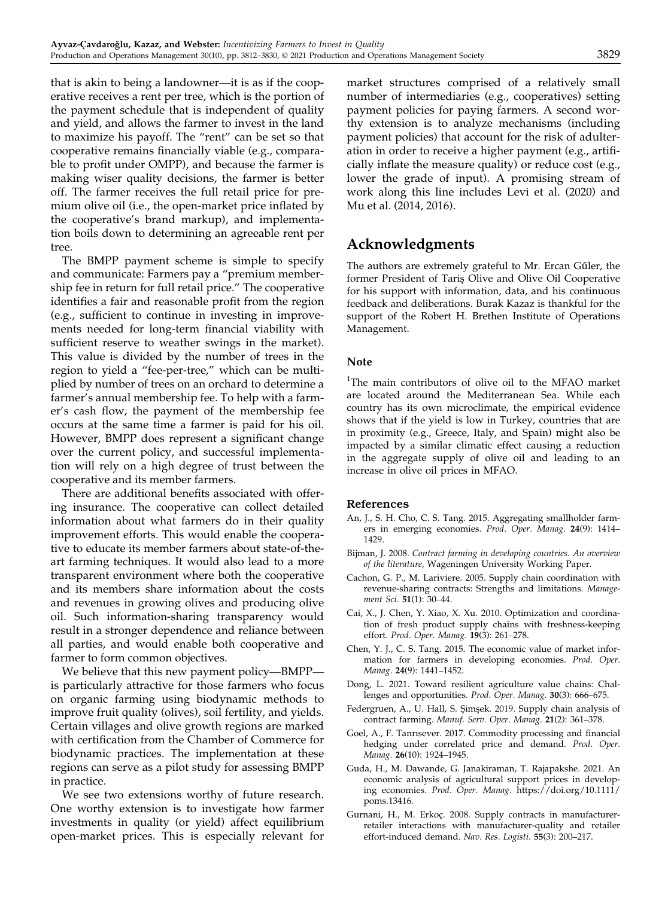that is akin to being a landowner—it is as if the cooperative receives a rent per tree, which is the portion of the payment schedule that is independent of quality and yield, and allows the farmer to invest in the land to maximize his payoff. The "rent" can be set so that cooperative remains financially viable (e.g., comparable to profit under OMPP), and because the farmer is making wiser quality decisions, the farmer is better off. The farmer receives the full retail price for premium olive oil (i.e., the open-market price inflated by the cooperative's brand markup), and implementation boils down to determining an agreeable rent per tree.

The BMPP payment scheme is simple to specify and communicate: Farmers pay a "premium membership fee in return for full retail price." The cooperative identifies a fair and reasonable profit from the region (e.g., sufficient to continue in investing in improvements needed for long-term financial viability with sufficient reserve to weather swings in the market). This value is divided by the number of trees in the region to yield a "fee-per-tree," which can be multiplied by number of trees on an orchard to determine a farmer's annual membership fee. To help with a farmer's cash flow, the payment of the membership fee occurs at the same time a farmer is paid for his oil. However, BMPP does represent a significant change over the current policy, and successful implementation will rely on a high degree of trust between the cooperative and its member farmers.

There are additional benefits associated with offering insurance. The cooperative can collect detailed information about what farmers do in their quality improvement efforts. This would enable the cooperative to educate its member farmers about state-of-the-art farming techniques. It would also lead to a more transparent environment where both the cooperative and its members share information about the costs and revenues in growing olives and producing olive oil. Such information-sharing transparency would result in a stronger dependence and reliance between all parties, and would enable both cooperative and farmer to form common objectives.

We believe that this new payment policy—BMPP—is particularly attractive for those farmers who focus on organic farming using biodynamic methods to improve fruit quality (olives), soil fertility, and yields. Certain villages and olive growth regions are marked with certification from the Chamber of Commerce for biodynamic practices. The implementation at these regions can serve as a pilot study for assessing BMPP in practice.

We see two extensions worthy of future research. One worthy extension is to investigate how farmer investments in quality (or yield) affect equilibrium open-market prices. This is especially relevant for market structures comprised of a relatively small number of intermediaries (e.g., cooperatives) setting payment policies for paying farmers. A second worthy extension is to analyze mechanisms (including payment policies) that account for the risk of adulteration in order to receive a higher payment (e.g., artificially inflate the measure quality) or reduce cost (e.g., lower the grade of input). A promising stream of work along this line includes Levi et al. (2020) and Mu et al. (2014, 2016).

## Acknowledgments

The authors are extremely grateful to Mr. Ercan Gűler, the former President of Tariş Olive and Olive Oil Cooperative for his support with information, data, and his continuous feedback and deliberations. Burak Kazaz is thankful for the support of the Robert H. Brethen Institute of Operations Management.

### Note

[1]The main contributors of olive oil to the MFAO market are located around the Mediterranean Sea. While each country has its own microclimate, the empirical evidence shows that if the yield is low in Turkey, countries that are in proximity (e.g., Greece, Italy, and Spain) might also be impacted by a similar climatic effect causing a reduction in the aggregate supply of olive oil and leading to an increase in olive oil prices in MFAO.

### References

An, J., S. H. Cho, C. S. Tang. 2015. Aggregating smallholder farmers in emerging economies. *Prod. Oper. Manag.* **24**(9): 1414–1429.

Bijman, J. 2008. *Contract farming in developing countries. An overview of the literature*, Wageningen University Working Paper.

Cachon, G. P., M. Lariviere. 2005. Supply chain coordination with revenue-sharing contracts: Strengths and limitations. *Management Sci.* **51**(1): 30–44.

Cai, X., J. Chen, Y. Xiao, X. Xu. 2010. Optimization and coordination of fresh product supply chains with freshness-keeping effort. *Prod. Oper. Manag.* **19**(3): 261–278.

Chen, Y. J., C. S. Tang. 2015. The economic value of market information for farmers in developing economies. *Prod. Oper. Manag.* **24**(9): 1441–1452.

Dong, L. 2021. Toward resilient agriculture value chains: Challenges and opportunities. *Prod. Oper. Manag.* **30**(3): 666–675.

Federgruen, A., U. Hall, S. Şimşek. 2019. Supply chain analysis of contract farming. *Manuf. Serv. Oper. Manag.* **21**(2): 361–378.

Goel, A., F. Tanrısever. 2017. Commodity processing and financial hedging under correlated price and demand. *Prod. Oper. Manag.* **26**(10): 1924–1945.

Guda, H., M. Dawande, G. Janakiraman, T. Rajapakshe. 2021. An economic analysis of agricultural support prices in developing economies. *Prod. Oper. Manag.* https://doi.org/10.1111/poms.13416.

Gurnani, H., M. Erkoç. 2008. Supply contracts in manufacturer-retailer interactions with manufacturer-quality and retailer effort-induced demand. *Nav. Res. Logisti.* **55**(3): 200–217.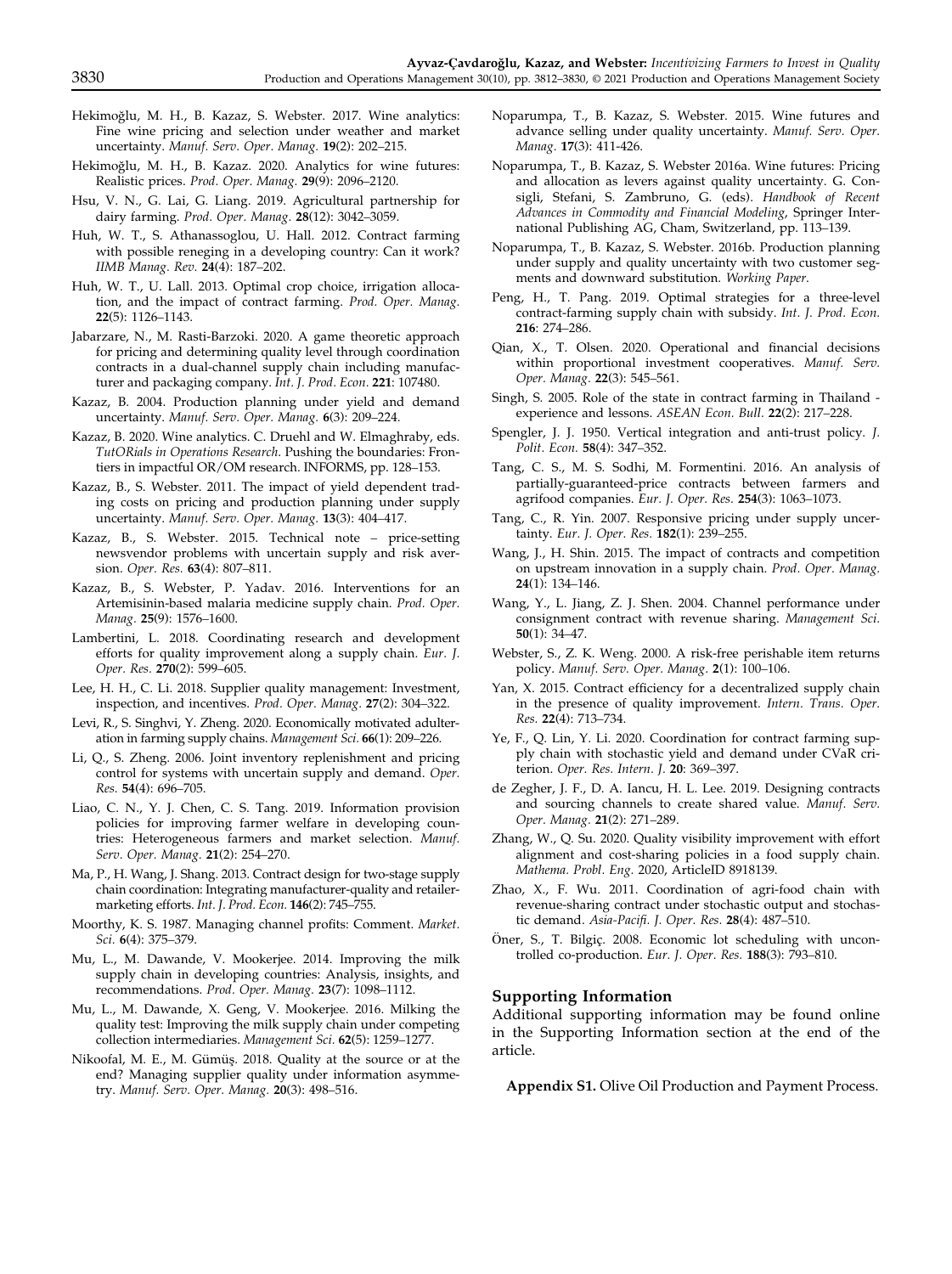Hekimoğlu, M. H., B. Kazaz, S. Webster. 2017. Wine analytics: Fine wine pricing and selection under weather and market uncertainty. *Manuf. Serv. Oper. Manag.* **19**(2): 202–215.

Hekimoğlu, M. H., B. Kazaz. 2020. Analytics for wine futures: Realistic prices. *Prod. Oper. Manag.* **29**(9): 2096–2120.

Hsu, V. N., G. Lai, G. Liang. 2019. Agricultural partnership for dairy farming. *Prod. Oper. Manag.* **28**(12): 3042–3059.

Huh, W. T., S. Athanassoglou, U. Hall. 2012. Contract farming with possible reneging in a developing country: Can it work? *IIMB Manag. Rev.* **24**(4): 187–202.

Huh, W. T., U. Lall. 2013. Optimal crop choice, irrigation allocation, and the impact of contract farming. *Prod. Oper. Manag.* **22**(5): 1126–1143.

Jabarzare, N., M. Rasti-Barzoki. 2020. A game theoretic approach for pricing and determining quality level through coordination contracts in a dual-channel supply chain including manufacturer and packaging company. *Int. J. Prod. Econ.* **221**: 107480.

Kazaz, B. 2004. Production planning under yield and demand uncertainty. *Manuf. Serv. Oper. Manag.* **6**(3): 209–224.

Kazaz, B. 2020. Wine analytics. C. Druehl and W. Elmaghraby, eds. *TutORials in Operations Research*. Pushing the boundaries: Frontiers in impactful OR/OM research. INFORMS, pp. 128–153.

Kazaz, B., S. Webster. 2011. The impact of yield dependent trading costs on pricing and production planning under supply uncertainty. *Manuf. Serv. Oper. Manag.* **13**(3): 404–417.

Kazaz, B., S. Webster. 2015. Technical note – price-setting newsvendor problems with uncertain supply and risk aversion. *Oper. Res.* **63**(4): 807–811.

Kazaz, B., S. Webster, P. Yadav. 2016. Interventions for an Artemisinin-based malaria medicine supply chain. *Prod. Oper. Manag.* **25**(9): 1576–1600.

Lambertini, L. 2018. Coordinating research and development efforts for quality improvement along a supply chain. *Eur. J. Oper. Res.* **270**(2): 599–605.

Lee, H. H., C. Li. 2018. Supplier quality management: Investment, inspection, and incentives. *Prod. Oper. Manag.* **27**(2): 304–322.

Levi, R., S. Singhvi, Y. Zheng. 2020. Economically motivated adulteration in farming supply chains. *Management Sci.* **66**(1): 209–226.

Li, Q., S. Zheng. 2006. Joint inventory replenishment and pricing control for systems with uncertain supply and demand. *Oper. Res.* **54**(4): 696–705.

Liao, C. N., Y. J. Chen, C. S. Tang. 2019. Information provision policies for improving farmer welfare in developing countries: Heterogeneous farmers and market selection. *Manuf. Serv. Oper. Manag.* **21**(2): 254–270.

Ma, P., H. Wang, J. Shang. 2013. Contract design for two-stage supply chain coordination: Integrating manufacturer-quality and retailer-marketing efforts. *Int. J. Prod. Econ.* **146**(2): 745–755.

Moorthy, K. S. 1987. Managing channel profits: Comment. *Market. Sci.* **6**(4): 375–379.

Mu, L., M. Dawande, V. Mookerjee. 2014. Improving the milk supply chain in developing countries: Analysis, insights, and recommendations. *Prod. Oper. Manag.* **23**(7): 1098–1112.

Mu, L., M. Dawande, X. Geng, V. Mookerjee. 2016. Milking the quality test: Improving the milk supply chain under competing collection intermediaries. *Management Sci.* **62**(5): 1259–1277.

Nikoofal, M. E., M. Gümüş. 2018. Quality at the source or at the end? Managing supplier quality under information asymmetry. *Manuf. Serv. Oper. Manag.* **20**(3): 498–516.

Noparumpa, T., B. Kazaz, S. Webster. 2015. Wine futures and advance selling under quality uncertainty. *Manuf. Serv. Oper. Manag.* **17**(3): 411-426.

Noparumpa, T., B. Kazaz, S. Webster 2016a. Wine futures: Pricing and allocation as levers against quality uncertainty. G. Consigli, Stefani, S. Zambruno, G. (eds). *Handbook of Recent Advances in Commodity and Financial Modeling*, Springer International Publishing AG, Cham, Switzerland, pp. 113–139.

Noparumpa, T., B. Kazaz, S. Webster. 2016b. Production planning under supply and quality uncertainty with two customer segments and downward substitution. *Working Paper*.

Peng, H., T. Pang. 2019. Optimal strategies for a three-level contract-farming supply chain with subsidy. *Int. J. Prod. Econ.* **216**: 274–286.

Qian, X., T. Olsen. 2020. Operational and financial decisions within proportional investment cooperatives. *Manuf. Serv. Oper. Manag.* **22**(3): 545–561.

Singh, S. 2005. Role of the state in contract farming in Thailand - experience and lessons. *ASEAN Econ. Bull.* **22**(2): 217–228.

Spengler, J. J. 1950. Vertical integration and anti-trust policy. *J. Polit. Econ.* **58**(4): 347–352.

Tang, C. S., M. S. Sodhi, M. Formentini. 2016. An analysis of partially-guaranteed-price contracts between farmers and agrifood companies. *Eur. J. Oper. Res.* **254**(3): 1063–1073.

Tang, C., R. Yin. 2007. Responsive pricing under supply uncertainty. *Eur. J. Oper. Res.* **182**(1): 239–255.

Wang, J., H. Shin. 2015. The impact of contracts and competition on upstream innovation in a supply chain. *Prod. Oper. Manag.* **24**(1): 134–146.

Wang, Y., L. Jiang, Z. J. Shen. 2004. Channel performance under consignment contract with revenue sharing. *Management Sci.* **50**(1): 34–47.

Webster, S., Z. K. Weng. 2000. A risk-free perishable item returns policy. *Manuf. Serv. Oper. Manag.* **2**(1): 100–106.

Yan, X. 2015. Contract efficiency for a decentralized supply chain in the presence of quality improvement. *Intern. Trans. Oper. Res.* **22**(4): 713–734.

Ye, F., Q. Lin, Y. Li. 2020. Coordination for contract farming supply chain with stochastic yield and demand under CVaR criterion. *Oper. Res. Intern. J.* **20**: 369–397.

de Zegher, J. F., D. A. Iancu, H. L. Lee. 2019. Designing contracts and sourcing channels to create shared value. *Manuf. Serv. Oper. Manag.* **21**(2): 271–289.

Zhang, W., Q. Su. 2020. Quality visibility improvement with effort alignment and cost-sharing policies in a food supply chain. *Mathema. Probl. Eng.* 2020, ArticleID 8918139.

Zhao, X., F. Wu. 2011. Coordination of agri-food chain with revenue-sharing contract under stochastic output and stochastic demand. *Asia-Pacifi. J. Oper. Res.* **28**(4): 487–510.

Öner, S., T. Bilgiç. 2008. Economic lot scheduling with uncontrolled co-production. *Eur. J. Oper. Res.* **188**(3): 793–810.

## Supporting Information

Additional supporting information may be found online in the Supporting Information section at the end of the article.

**Appendix S1.** Olive Oil Production and Payment Process.